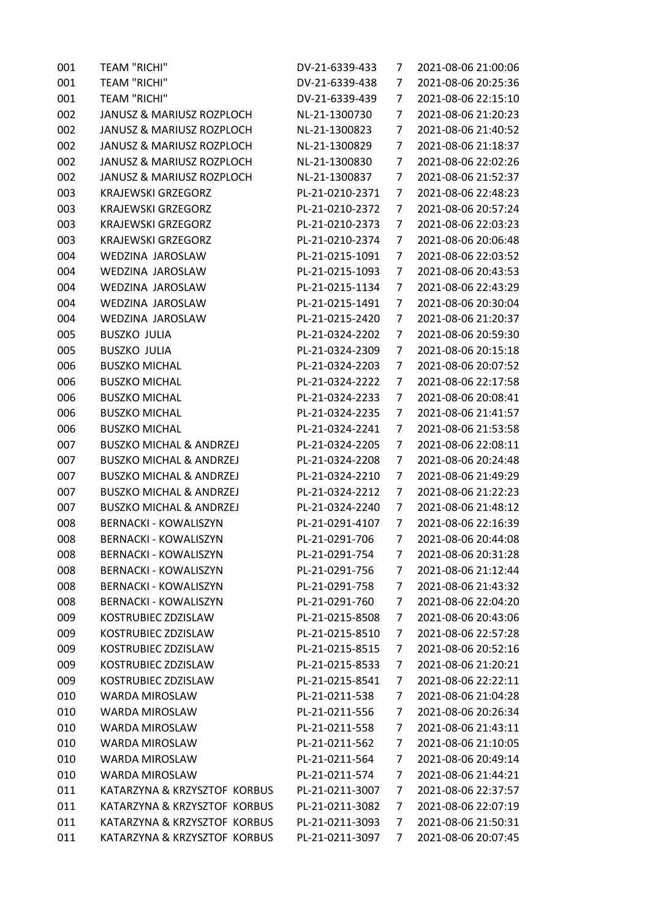| 001 | TEAM "RICHI" | DV-21-6339-433 | 7 | 2021-08-06 21:00:06 |
|---|---|---|---|---|
| 001 | TEAM "RICHI" | DV-21-6339-438 | 7 | 2021-08-06 20:25:36 |
| 001 | TEAM "RICHI" | DV-21-6339-439 | 7 | 2021-08-06 22:15:10 |
| 002 | JANUSZ & MARIUSZ ROZPLOCH | NL-21-1300730 | 7 | 2021-08-06 21:20:23 |
| 002 | JANUSZ & MARIUSZ ROZPLOCH | NL-21-1300823 | 7 | 2021-08-06 21:40:52 |
| 002 | JANUSZ & MARIUSZ ROZPLOCH | NL-21-1300829 | 7 | 2021-08-06 21:18:37 |
| 002 | JANUSZ & MARIUSZ ROZPLOCH | NL-21-1300830 | 7 | 2021-08-06 22:02:26 |
| 002 | JANUSZ & MARIUSZ ROZPLOCH | NL-21-1300837 | 7 | 2021-08-06 21:52:37 |
| 003 | KRAJEWSKI GRZEGORZ | PL-21-0210-2371 | 7 | 2021-08-06 22:48:23 |
| 003 | KRAJEWSKI GRZEGORZ | PL-21-0210-2372 | 7 | 2021-08-06 20:57:24 |
| 003 | KRAJEWSKI GRZEGORZ | PL-21-0210-2373 | 7 | 2021-08-06 22:03:23 |
| 003 | KRAJEWSKI GRZEGORZ | PL-21-0210-2374 | 7 | 2021-08-06 20:06:48 |
| 004 | WEDZINA JAROSLAW | PL-21-0215-1091 | 7 | 2021-08-06 22:03:52 |
| 004 | WEDZINA JAROSLAW | PL-21-0215-1093 | 7 | 2021-08-06 20:43:53 |
| 004 | WEDZINA JAROSLAW | PL-21-0215-1134 | 7 | 2021-08-06 22:43:29 |
| 004 | WEDZINA JAROSLAW | PL-21-0215-1491 | 7 | 2021-08-06 20:30:04 |
| 004 | WEDZINA JAROSLAW | PL-21-0215-2420 | 7 | 2021-08-06 21:20:37 |
| 005 | BUSZKO JULIA | PL-21-0324-2202 | 7 | 2021-08-06 20:59:30 |
| 005 | BUSZKO JULIA | PL-21-0324-2309 | 7 | 2021-08-06 20:15:18 |
| 006 | BUSZKO MICHAL | PL-21-0324-2203 | 7 | 2021-08-06 20:07:52 |
| 006 | BUSZKO MICHAL | PL-21-0324-2222 | 7 | 2021-08-06 22:17:58 |
| 006 | BUSZKO MICHAL | PL-21-0324-2233 | 7 | 2021-08-06 20:08:41 |
| 006 | BUSZKO MICHAL | PL-21-0324-2235 | 7 | 2021-08-06 21:41:57 |
| 006 | BUSZKO MICHAL | PL-21-0324-2241 | 7 | 2021-08-06 21:53:58 |
| 007 | BUSZKO MICHAL & ANDRZEJ | PL-21-0324-2205 | 7 | 2021-08-06 22:08:11 |
| 007 | BUSZKO MICHAL & ANDRZEJ | PL-21-0324-2208 | 7 | 2021-08-06 20:24:48 |
| 007 | BUSZKO MICHAL & ANDRZEJ | PL-21-0324-2210 | 7 | 2021-08-06 21:49:29 |
| 007 | BUSZKO MICHAL & ANDRZEJ | PL-21-0324-2212 | 7 | 2021-08-06 21:22:23 |
| 007 | BUSZKO MICHAL & ANDRZEJ | PL-21-0324-2240 | 7 | 2021-08-06 21:48:12 |
| 008 | BERNACKI - KOWALISZYN | PL-21-0291-4107 | 7 | 2021-08-06 22:16:39 |
| 008 | BERNACKI - KOWALISZYN | PL-21-0291-706 | 7 | 2021-08-06 20:44:08 |
| 008 | BERNACKI - KOWALISZYN | PL-21-0291-754 | 7 | 2021-08-06 20:31:28 |
| 008 | BERNACKI - KOWALISZYN | PL-21-0291-756 | 7 | 2021-08-06 21:12:44 |
| 008 | BERNACKI - KOWALISZYN | PL-21-0291-758 | 7 | 2021-08-06 21:43:32 |
| 008 | BERNACKI - KOWALISZYN | PL-21-0291-760 | 7 | 2021-08-06 22:04:20 |
| 009 | KOSTRUBIEC ZDZISLAW | PL-21-0215-8508 | 7 | 2021-08-06 20:43:06 |
| 009 | KOSTRUBIEC ZDZISLAW | PL-21-0215-8510 | 7 | 2021-08-06 22:57:28 |
| 009 | KOSTRUBIEC ZDZISLAW | PL-21-0215-8515 | 7 | 2021-08-06 20:52:16 |
| 009 | KOSTRUBIEC ZDZISLAW | PL-21-0215-8533 | 7 | 2021-08-06 21:20:21 |
| 009 | KOSTRUBIEC ZDZISLAW | PL-21-0215-8541 | 7 | 2021-08-06 22:22:11 |
| 010 | WARDA MIROSLAW | PL-21-0211-538 | 7 | 2021-08-06 21:04:28 |
| 010 | WARDA MIROSLAW | PL-21-0211-556 | 7 | 2021-08-06 20:26:34 |
| 010 | WARDA MIROSLAW | PL-21-0211-558 | 7 | 2021-08-06 21:43:11 |
| 010 | WARDA MIROSLAW | PL-21-0211-562 | 7 | 2021-08-06 21:10:05 |
| 010 | WARDA MIROSLAW | PL-21-0211-564 | 7 | 2021-08-06 20:49:14 |
| 010 | WARDA MIROSLAW | PL-21-0211-574 | 7 | 2021-08-06 21:44:21 |
| 011 | KATARZYNA & KRZYSZTOF KORBUS | PL-21-0211-3007 | 7 | 2021-08-06 22:37:57 |
| 011 | KATARZYNA & KRZYSZTOF KORBUS | PL-21-0211-3082 | 7 | 2021-08-06 22:07:19 |
| 011 | KATARZYNA & KRZYSZTOF KORBUS | PL-21-0211-3093 | 7 | 2021-08-06 21:50:31 |
| 011 | KATARZYNA & KRZYSZTOF KORBUS | PL-21-0211-3097 | 7 | 2021-08-06 20:07:45 |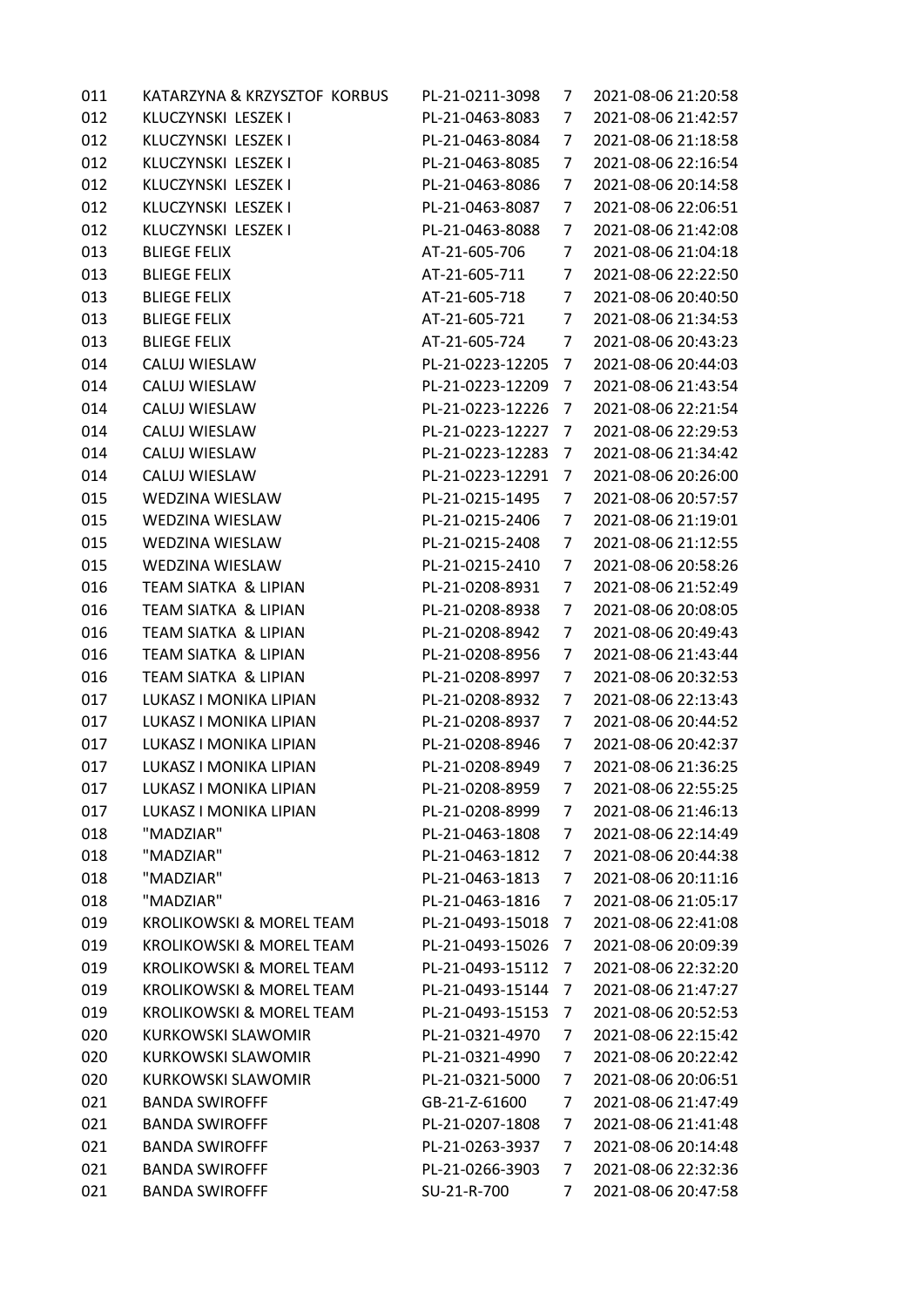| | | | | |
|---|---|---|---|---|
| 011 | KATARZYNA & KRZYSZTOF KORBUS | PL-21-0211-3098 | 7 | 2021-08-06 21:20:58 |
| 012 | KLUCZYNSKI LESZEK I | PL-21-0463-8083 | 7 | 2021-08-06 21:42:57 |
| 012 | KLUCZYNSKI LESZEK I | PL-21-0463-8084 | 7 | 2021-08-06 21:18:58 |
| 012 | KLUCZYNSKI LESZEK I | PL-21-0463-8085 | 7 | 2021-08-06 22:16:54 |
| 012 | KLUCZYNSKI LESZEK I | PL-21-0463-8086 | 7 | 2021-08-06 20:14:58 |
| 012 | KLUCZYNSKI LESZEK I | PL-21-0463-8087 | 7 | 2021-08-06 22:06:51 |
| 012 | KLUCZYNSKI LESZEK I | PL-21-0463-8088 | 7 | 2021-08-06 21:42:08 |
| 013 | BLIEGE FELIX | AT-21-605-706 | 7 | 2021-08-06 21:04:18 |
| 013 | BLIEGE FELIX | AT-21-605-711 | 7 | 2021-08-06 22:22:50 |
| 013 | BLIEGE FELIX | AT-21-605-718 | 7 | 2021-08-06 20:40:50 |
| 013 | BLIEGE FELIX | AT-21-605-721 | 7 | 2021-08-06 21:34:53 |
| 013 | BLIEGE FELIX | AT-21-605-724 | 7 | 2021-08-06 20:43:23 |
| 014 | CALUJ WIESLAW | PL-21-0223-12205 | 7 | 2021-08-06 20:44:03 |
| 014 | CALUJ WIESLAW | PL-21-0223-12209 | 7 | 2021-08-06 21:43:54 |
| 014 | CALUJ WIESLAW | PL-21-0223-12226 | 7 | 2021-08-06 22:21:54 |
| 014 | CALUJ WIESLAW | PL-21-0223-12227 | 7 | 2021-08-06 22:29:53 |
| 014 | CALUJ WIESLAW | PL-21-0223-12283 | 7 | 2021-08-06 21:34:42 |
| 014 | CALUJ WIESLAW | PL-21-0223-12291 | 7 | 2021-08-06 20:26:00 |
| 015 | WEDZINA WIESLAW | PL-21-0215-1495 | 7 | 2021-08-06 20:57:57 |
| 015 | WEDZINA WIESLAW | PL-21-0215-2406 | 7 | 2021-08-06 21:19:01 |
| 015 | WEDZINA WIESLAW | PL-21-0215-2408 | 7 | 2021-08-06 21:12:55 |
| 015 | WEDZINA WIESLAW | PL-21-0215-2410 | 7 | 2021-08-06 20:58:26 |
| 016 | TEAM SIATKA & LIPIAN | PL-21-0208-8931 | 7 | 2021-08-06 21:52:49 |
| 016 | TEAM SIATKA & LIPIAN | PL-21-0208-8938 | 7 | 2021-08-06 20:08:05 |
| 016 | TEAM SIATKA & LIPIAN | PL-21-0208-8942 | 7 | 2021-08-06 20:49:43 |
| 016 | TEAM SIATKA & LIPIAN | PL-21-0208-8956 | 7 | 2021-08-06 21:43:44 |
| 016 | TEAM SIATKA & LIPIAN | PL-21-0208-8997 | 7 | 2021-08-06 20:32:53 |
| 017 | LUKASZ I MONIKA LIPIAN | PL-21-0208-8932 | 7 | 2021-08-06 22:13:43 |
| 017 | LUKASZ I MONIKA LIPIAN | PL-21-0208-8937 | 7 | 2021-08-06 20:44:52 |
| 017 | LUKASZ I MONIKA LIPIAN | PL-21-0208-8946 | 7 | 2021-08-06 20:42:37 |
| 017 | LUKASZ I MONIKA LIPIAN | PL-21-0208-8949 | 7 | 2021-08-06 21:36:25 |
| 017 | LUKASZ I MONIKA LIPIAN | PL-21-0208-8959 | 7 | 2021-08-06 22:55:25 |
| 017 | LUKASZ I MONIKA LIPIAN | PL-21-0208-8999 | 7 | 2021-08-06 21:46:13 |
| 018 | "MADZIAR" | PL-21-0463-1808 | 7 | 2021-08-06 22:14:49 |
| 018 | "MADZIAR" | PL-21-0463-1812 | 7 | 2021-08-06 20:44:38 |
| 018 | "MADZIAR" | PL-21-0463-1813 | 7 | 2021-08-06 20:11:16 |
| 018 | "MADZIAR" | PL-21-0463-1816 | 7 | 2021-08-06 21:05:17 |
| 019 | KROLIKOWSKI & MOREL TEAM | PL-21-0493-15018 | 7 | 2021-08-06 22:41:08 |
| 019 | KROLIKOWSKI & MOREL TEAM | PL-21-0493-15026 | 7 | 2021-08-06 20:09:39 |
| 019 | KROLIKOWSKI & MOREL TEAM | PL-21-0493-15112 | 7 | 2021-08-06 22:32:20 |
| 019 | KROLIKOWSKI & MOREL TEAM | PL-21-0493-15144 | 7 | 2021-08-06 21:47:27 |
| 019 | KROLIKOWSKI & MOREL TEAM | PL-21-0493-15153 | 7 | 2021-08-06 20:52:53 |
| 020 | KURKOWSKI SLAWOMIR | PL-21-0321-4970 | 7 | 2021-08-06 22:15:42 |
| 020 | KURKOWSKI SLAWOMIR | PL-21-0321-4990 | 7 | 2021-08-06 20:22:42 |
| 020 | KURKOWSKI SLAWOMIR | PL-21-0321-5000 | 7 | 2021-08-06 20:06:51 |
| 021 | BANDA SWIROFFF | GB-21-Z-61600 | 7 | 2021-08-06 21:47:49 |
| 021 | BANDA SWIROFFF | PL-21-0207-1808 | 7 | 2021-08-06 21:41:48 |
| 021 | BANDA SWIROFFF | PL-21-0263-3937 | 7 | 2021-08-06 20:14:48 |
| 021 | BANDA SWIROFFF | PL-21-0266-3903 | 7 | 2021-08-06 22:32:36 |
| 021 | BANDA SWIROFFF | SU-21-R-700 | 7 | 2021-08-06 20:47:58 |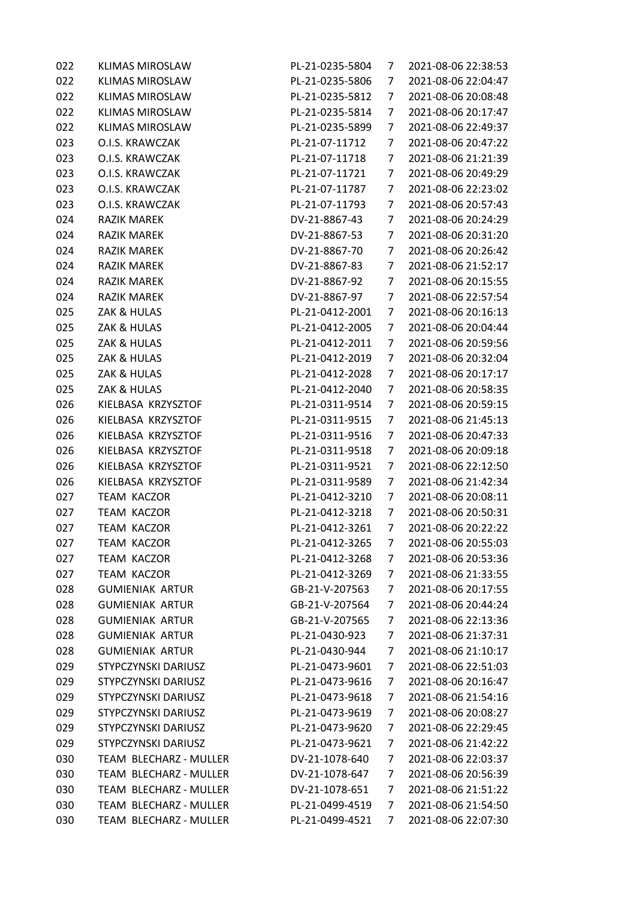| | | | | |
|---|---|---|---|---|
| 022 | KLIMAS MIROSLAW | PL-21-0235-5804 | 7 | 2021-08-06 22:38:53 |
| 022 | KLIMAS MIROSLAW | PL-21-0235-5806 | 7 | 2021-08-06 22:04:47 |
| 022 | KLIMAS MIROSLAW | PL-21-0235-5812 | 7 | 2021-08-06 20:08:48 |
| 022 | KLIMAS MIROSLAW | PL-21-0235-5814 | 7 | 2021-08-06 20:17:47 |
| 022 | KLIMAS MIROSLAW | PL-21-0235-5899 | 7 | 2021-08-06 22:49:37 |
| 023 | O.I.S. KRAWCZAK | PL-21-07-11712 | 7 | 2021-08-06 20:47:22 |
| 023 | O.I.S. KRAWCZAK | PL-21-07-11718 | 7 | 2021-08-06 21:21:39 |
| 023 | O.I.S. KRAWCZAK | PL-21-07-11721 | 7 | 2021-08-06 20:49:29 |
| 023 | O.I.S. KRAWCZAK | PL-21-07-11787 | 7 | 2021-08-06 22:23:02 |
| 023 | O.I.S. KRAWCZAK | PL-21-07-11793 | 7 | 2021-08-06 20:57:43 |
| 024 | RAZIK MAREK | DV-21-8867-43 | 7 | 2021-08-06 20:24:29 |
| 024 | RAZIK MAREK | DV-21-8867-53 | 7 | 2021-08-06 20:31:20 |
| 024 | RAZIK MAREK | DV-21-8867-70 | 7 | 2021-08-06 20:26:42 |
| 024 | RAZIK MAREK | DV-21-8867-83 | 7 | 2021-08-06 21:52:17 |
| 024 | RAZIK MAREK | DV-21-8867-92 | 7 | 2021-08-06 20:15:55 |
| 024 | RAZIK MAREK | DV-21-8867-97 | 7 | 2021-08-06 22:57:54 |
| 025 | ZAK & HULAS | PL-21-0412-2001 | 7 | 2021-08-06 20:16:13 |
| 025 | ZAK & HULAS | PL-21-0412-2005 | 7 | 2021-08-06 20:04:44 |
| 025 | ZAK & HULAS | PL-21-0412-2011 | 7 | 2021-08-06 20:59:56 |
| 025 | ZAK & HULAS | PL-21-0412-2019 | 7 | 2021-08-06 20:32:04 |
| 025 | ZAK & HULAS | PL-21-0412-2028 | 7 | 2021-08-06 20:17:17 |
| 025 | ZAK & HULAS | PL-21-0412-2040 | 7 | 2021-08-06 20:58:35 |
| 026 | KIELBASA KRZYSZTOF | PL-21-0311-9514 | 7 | 2021-08-06 20:59:15 |
| 026 | KIELBASA KRZYSZTOF | PL-21-0311-9515 | 7 | 2021-08-06 21:45:13 |
| 026 | KIELBASA KRZYSZTOF | PL-21-0311-9516 | 7 | 2021-08-06 20:47:33 |
| 026 | KIELBASA KRZYSZTOF | PL-21-0311-9518 | 7 | 2021-08-06 20:09:18 |
| 026 | KIELBASA KRZYSZTOF | PL-21-0311-9521 | 7 | 2021-08-06 22:12:50 |
| 026 | KIELBASA KRZYSZTOF | PL-21-0311-9589 | 7 | 2021-08-06 21:42:34 |
| 027 | TEAM KACZOR | PL-21-0412-3210 | 7 | 2021-08-06 20:08:11 |
| 027 | TEAM KACZOR | PL-21-0412-3218 | 7 | 2021-08-06 20:50:31 |
| 027 | TEAM KACZOR | PL-21-0412-3261 | 7 | 2021-08-06 20:22:22 |
| 027 | TEAM KACZOR | PL-21-0412-3265 | 7 | 2021-08-06 20:55:03 |
| 027 | TEAM KACZOR | PL-21-0412-3268 | 7 | 2021-08-06 20:53:36 |
| 027 | TEAM KACZOR | PL-21-0412-3269 | 7 | 2021-08-06 21:33:55 |
| 028 | GUMIENIAK ARTUR | GB-21-V-207563 | 7 | 2021-08-06 20:17:55 |
| 028 | GUMIENIAK ARTUR | GB-21-V-207564 | 7 | 2021-08-06 20:44:24 |
| 028 | GUMIENIAK ARTUR | GB-21-V-207565 | 7 | 2021-08-06 22:13:36 |
| 028 | GUMIENIAK ARTUR | PL-21-0430-923 | 7 | 2021-08-06 21:37:31 |
| 028 | GUMIENIAK ARTUR | PL-21-0430-944 | 7 | 2021-08-06 21:10:17 |
| 029 | STYPCZYNSKI DARIUSZ | PL-21-0473-9601 | 7 | 2021-08-06 22:51:03 |
| 029 | STYPCZYNSKI DARIUSZ | PL-21-0473-9616 | 7 | 2021-08-06 20:16:47 |
| 029 | STYPCZYNSKI DARIUSZ | PL-21-0473-9618 | 7 | 2021-08-06 21:54:16 |
| 029 | STYPCZYNSKI DARIUSZ | PL-21-0473-9619 | 7 | 2021-08-06 20:08:27 |
| 029 | STYPCZYNSKI DARIUSZ | PL-21-0473-9620 | 7 | 2021-08-06 22:29:45 |
| 029 | STYPCZYNSKI DARIUSZ | PL-21-0473-9621 | 7 | 2021-08-06 21:42:22 |
| 030 | TEAM BLECHARZ - MULLER | DV-21-1078-640 | 7 | 2021-08-06 22:03:37 |
| 030 | TEAM BLECHARZ - MULLER | DV-21-1078-647 | 7 | 2021-08-06 20:56:39 |
| 030 | TEAM BLECHARZ - MULLER | DV-21-1078-651 | 7 | 2021-08-06 21:51:22 |
| 030 | TEAM BLECHARZ - MULLER | PL-21-0499-4519 | 7 | 2021-08-06 21:54:50 |
| 030 | TEAM BLECHARZ - MULLER | PL-21-0499-4521 | 7 | 2021-08-06 22:07:30 |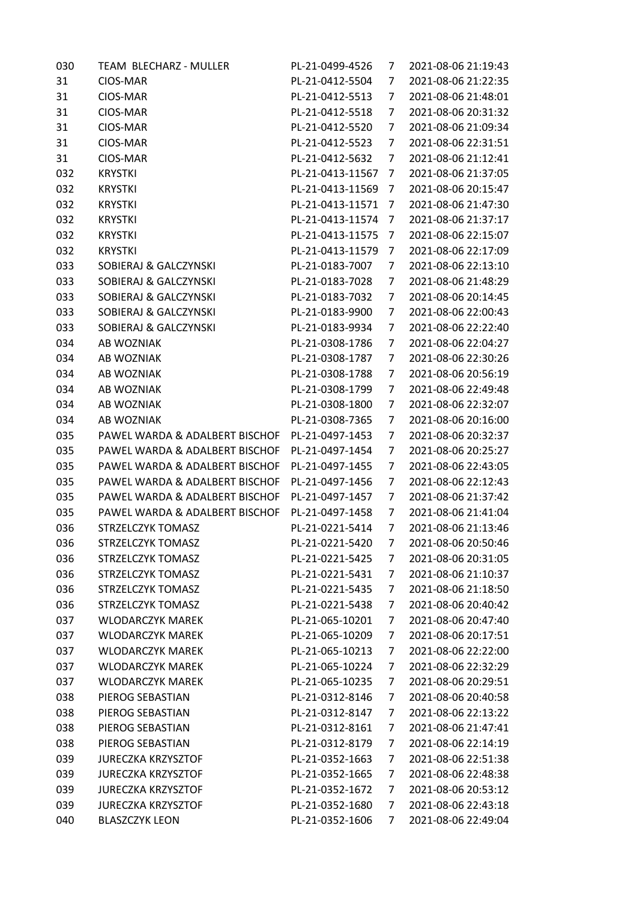| | | | | |
|---|---|---|---|---|
| 030 | TEAM  BLECHARZ - MULLER | PL-21-0499-4526 | 7 | 2021-08-06 21:19:43 |
| 31 | CIOS-MAR | PL-21-0412-5504 | 7 | 2021-08-06 21:22:35 |
| 31 | CIOS-MAR | PL-21-0412-5513 | 7 | 2021-08-06 21:48:01 |
| 31 | CIOS-MAR | PL-21-0412-5518 | 7 | 2021-08-06 20:31:32 |
| 31 | CIOS-MAR | PL-21-0412-5520 | 7 | 2021-08-06 21:09:34 |
| 31 | CIOS-MAR | PL-21-0412-5523 | 7 | 2021-08-06 22:31:51 |
| 31 | CIOS-MAR | PL-21-0412-5632 | 7 | 2021-08-06 21:12:41 |
| 032 | KRYSTKI | PL-21-0413-11567 | 7 | 2021-08-06 21:37:05 |
| 032 | KRYSTKI | PL-21-0413-11569 | 7 | 2021-08-06 20:15:47 |
| 032 | KRYSTKI | PL-21-0413-11571 | 7 | 2021-08-06 21:47:30 |
| 032 | KRYSTKI | PL-21-0413-11574 | 7 | 2021-08-06 21:37:17 |
| 032 | KRYSTKI | PL-21-0413-11575 | 7 | 2021-08-06 22:15:07 |
| 032 | KRYSTKI | PL-21-0413-11579 | 7 | 2021-08-06 22:17:09 |
| 033 | SOBIERAJ & GALCZYNSKI | PL-21-0183-7007 | 7 | 2021-08-06 22:13:10 |
| 033 | SOBIERAJ & GALCZYNSKI | PL-21-0183-7028 | 7 | 2021-08-06 21:48:29 |
| 033 | SOBIERAJ & GALCZYNSKI | PL-21-0183-7032 | 7 | 2021-08-06 20:14:45 |
| 033 | SOBIERAJ & GALCZYNSKI | PL-21-0183-9900 | 7 | 2021-08-06 22:00:43 |
| 033 | SOBIERAJ & GALCZYNSKI | PL-21-0183-9934 | 7 | 2021-08-06 22:22:40 |
| 034 | AB WOZNIAK | PL-21-0308-1786 | 7 | 2021-08-06 22:04:27 |
| 034 | AB WOZNIAK | PL-21-0308-1787 | 7 | 2021-08-06 22:30:26 |
| 034 | AB WOZNIAK | PL-21-0308-1788 | 7 | 2021-08-06 20:56:19 |
| 034 | AB WOZNIAK | PL-21-0308-1799 | 7 | 2021-08-06 22:49:48 |
| 034 | AB WOZNIAK | PL-21-0308-1800 | 7 | 2021-08-06 22:32:07 |
| 034 | AB WOZNIAK | PL-21-0308-7365 | 7 | 2021-08-06 20:16:00 |
| 035 | PAWEL WARDA & ADALBERT BISCHOF | PL-21-0497-1453 | 7 | 2021-08-06 20:32:37 |
| 035 | PAWEL WARDA & ADALBERT BISCHOF | PL-21-0497-1454 | 7 | 2021-08-06 20:25:27 |
| 035 | PAWEL WARDA & ADALBERT BISCHOF | PL-21-0497-1455 | 7 | 2021-08-06 22:43:05 |
| 035 | PAWEL WARDA & ADALBERT BISCHOF | PL-21-0497-1456 | 7 | 2021-08-06 22:12:43 |
| 035 | PAWEL WARDA & ADALBERT BISCHOF | PL-21-0497-1457 | 7 | 2021-08-06 21:37:42 |
| 035 | PAWEL WARDA & ADALBERT BISCHOF | PL-21-0497-1458 | 7 | 2021-08-06 21:41:04 |
| 036 | STRZELCZYK TOMASZ | PL-21-0221-5414 | 7 | 2021-08-06 21:13:46 |
| 036 | STRZELCZYK TOMASZ | PL-21-0221-5420 | 7 | 2021-08-06 20:50:46 |
| 036 | STRZELCZYK TOMASZ | PL-21-0221-5425 | 7 | 2021-08-06 20:31:05 |
| 036 | STRZELCZYK TOMASZ | PL-21-0221-5431 | 7 | 2021-08-06 21:10:37 |
| 036 | STRZELCZYK TOMASZ | PL-21-0221-5435 | 7 | 2021-08-06 21:18:50 |
| 036 | STRZELCZYK TOMASZ | PL-21-0221-5438 | 7 | 2021-08-06 20:40:42 |
| 037 | WLODARCZYK MAREK | PL-21-065-10201 | 7 | 2021-08-06 20:47:40 |
| 037 | WLODARCZYK MAREK | PL-21-065-10209 | 7 | 2021-08-06 20:17:51 |
| 037 | WLODARCZYK MAREK | PL-21-065-10213 | 7 | 2021-08-06 22:22:00 |
| 037 | WLODARCZYK MAREK | PL-21-065-10224 | 7 | 2021-08-06 22:32:29 |
| 037 | WLODARCZYK MAREK | PL-21-065-10235 | 7 | 2021-08-06 20:29:51 |
| 038 | PIEROG SEBASTIAN | PL-21-0312-8146 | 7 | 2021-08-06 20:40:58 |
| 038 | PIEROG SEBASTIAN | PL-21-0312-8147 | 7 | 2021-08-06 22:13:22 |
| 038 | PIEROG SEBASTIAN | PL-21-0312-8161 | 7 | 2021-08-06 21:47:41 |
| 038 | PIEROG SEBASTIAN | PL-21-0312-8179 | 7 | 2021-08-06 22:14:19 |
| 039 | JURECZKA KRZYSZTOF | PL-21-0352-1663 | 7 | 2021-08-06 22:51:38 |
| 039 | JURECZKA KRZYSZTOF | PL-21-0352-1665 | 7 | 2021-08-06 22:48:38 |
| 039 | JURECZKA KRZYSZTOF | PL-21-0352-1672 | 7 | 2021-08-06 20:53:12 |
| 039 | JURECZKA KRZYSZTOF | PL-21-0352-1680 | 7 | 2021-08-06 22:43:18 |
| 040 | BLASZCZYK LEON | PL-21-0352-1606 | 7 | 2021-08-06 22:49:04 |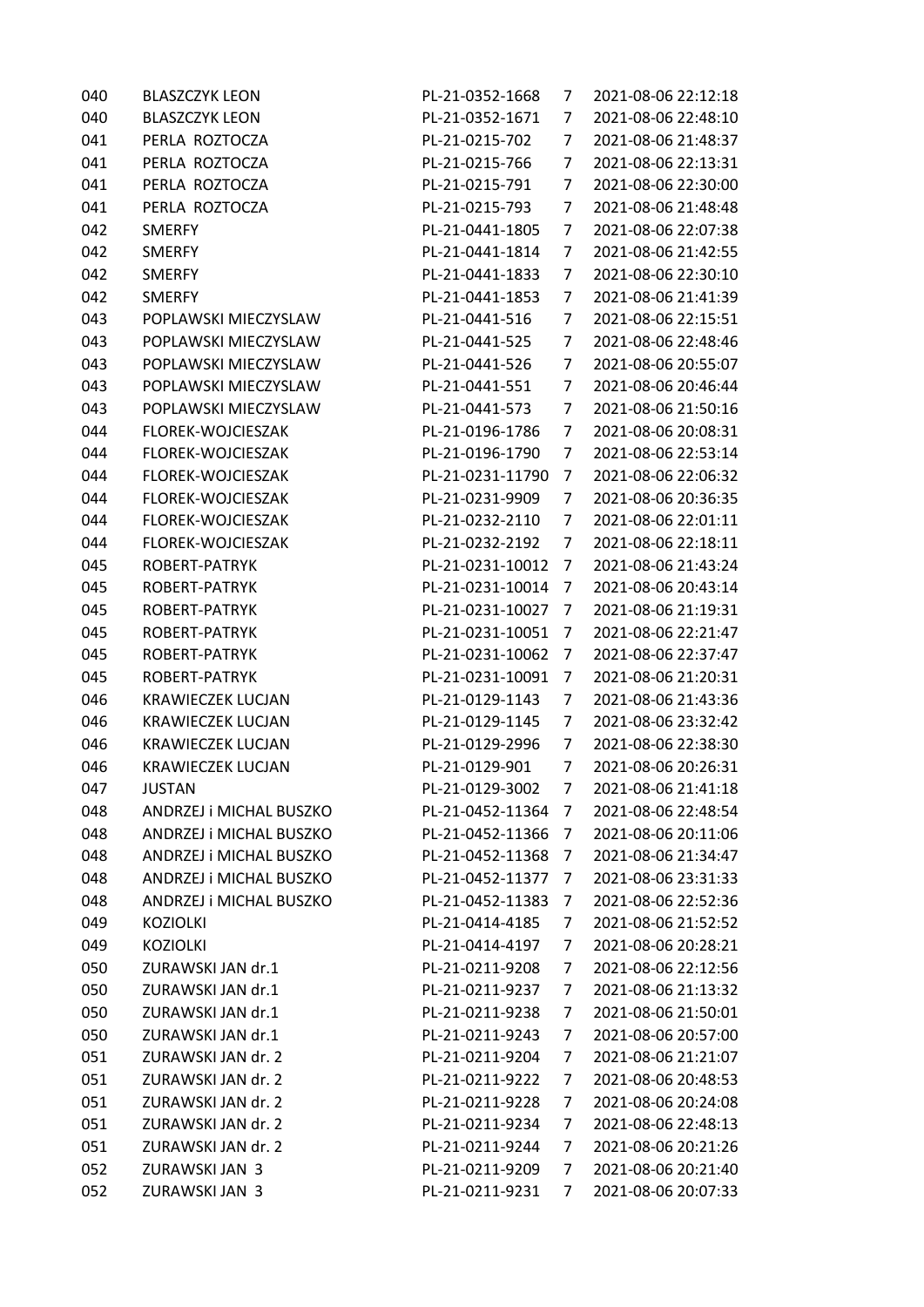| | | | | |
|---|---|---|---|---|
| 040 | BLASZCZYK LEON | PL-21-0352-1668 | 7 | 2021-08-06 22:12:18 |
| 040 | BLASZCZYK LEON | PL-21-0352-1671 | 7 | 2021-08-06 22:48:10 |
| 041 | PERLA ROZTOCZA | PL-21-0215-702 | 7 | 2021-08-06 21:48:37 |
| 041 | PERLA ROZTOCZA | PL-21-0215-766 | 7 | 2021-08-06 22:13:31 |
| 041 | PERLA ROZTOCZA | PL-21-0215-791 | 7 | 2021-08-06 22:30:00 |
| 041 | PERLA ROZTOCZA | PL-21-0215-793 | 7 | 2021-08-06 21:48:48 |
| 042 | SMERFY | PL-21-0441-1805 | 7 | 2021-08-06 22:07:38 |
| 042 | SMERFY | PL-21-0441-1814 | 7 | 2021-08-06 21:42:55 |
| 042 | SMERFY | PL-21-0441-1833 | 7 | 2021-08-06 22:30:10 |
| 042 | SMERFY | PL-21-0441-1853 | 7 | 2021-08-06 21:41:39 |
| 043 | POPLAWSKI MIECZYSLAW | PL-21-0441-516 | 7 | 2021-08-06 22:15:51 |
| 043 | POPLAWSKI MIECZYSLAW | PL-21-0441-525 | 7 | 2021-08-06 22:48:46 |
| 043 | POPLAWSKI MIECZYSLAW | PL-21-0441-526 | 7 | 2021-08-06 20:55:07 |
| 043 | POPLAWSKI MIECZYSLAW | PL-21-0441-551 | 7 | 2021-08-06 20:46:44 |
| 043 | POPLAWSKI MIECZYSLAW | PL-21-0441-573 | 7 | 2021-08-06 21:50:16 |
| 044 | FLOREK-WOJCIESZAK | PL-21-0196-1786 | 7 | 2021-08-06 20:08:31 |
| 044 | FLOREK-WOJCIESZAK | PL-21-0196-1790 | 7 | 2021-08-06 22:53:14 |
| 044 | FLOREK-WOJCIESZAK | PL-21-0231-11790 | 7 | 2021-08-06 22:06:32 |
| 044 | FLOREK-WOJCIESZAK | PL-21-0231-9909 | 7 | 2021-08-06 20:36:35 |
| 044 | FLOREK-WOJCIESZAK | PL-21-0232-2110 | 7 | 2021-08-06 22:01:11 |
| 044 | FLOREK-WOJCIESZAK | PL-21-0232-2192 | 7 | 2021-08-06 22:18:11 |
| 045 | ROBERT-PATRYK | PL-21-0231-10012 | 7 | 2021-08-06 21:43:24 |
| 045 | ROBERT-PATRYK | PL-21-0231-10014 | 7 | 2021-08-06 20:43:14 |
| 045 | ROBERT-PATRYK | PL-21-0231-10027 | 7 | 2021-08-06 21:19:31 |
| 045 | ROBERT-PATRYK | PL-21-0231-10051 | 7 | 2021-08-06 22:21:47 |
| 045 | ROBERT-PATRYK | PL-21-0231-10062 | 7 | 2021-08-06 22:37:47 |
| 045 | ROBERT-PATRYK | PL-21-0231-10091 | 7 | 2021-08-06 21:20:31 |
| 046 | KRAWIECZEK LUCJAN | PL-21-0129-1143 | 7 | 2021-08-06 21:43:36 |
| 046 | KRAWIECZEK LUCJAN | PL-21-0129-1145 | 7 | 2021-08-06 23:32:42 |
| 046 | KRAWIECZEK LUCJAN | PL-21-0129-2996 | 7 | 2021-08-06 22:38:30 |
| 046 | KRAWIECZEK LUCJAN | PL-21-0129-901 | 7 | 2021-08-06 20:26:31 |
| 047 | JUSTAN | PL-21-0129-3002 | 7 | 2021-08-06 21:41:18 |
| 048 | ANDRZEJ i MICHAL BUSZKO | PL-21-0452-11364 | 7 | 2021-08-06 22:48:54 |
| 048 | ANDRZEJ i MICHAL BUSZKO | PL-21-0452-11366 | 7 | 2021-08-06 20:11:06 |
| 048 | ANDRZEJ i MICHAL BUSZKO | PL-21-0452-11368 | 7 | 2021-08-06 21:34:47 |
| 048 | ANDRZEJ i MICHAL BUSZKO | PL-21-0452-11377 | 7 | 2021-08-06 23:31:33 |
| 048 | ANDRZEJ i MICHAL BUSZKO | PL-21-0452-11383 | 7 | 2021-08-06 22:52:36 |
| 049 | KOZIOLKI | PL-21-0414-4185 | 7 | 2021-08-06 21:52:52 |
| 049 | KOZIOLKI | PL-21-0414-4197 | 7 | 2021-08-06 20:28:21 |
| 050 | ZURAWSKI JAN dr.1 | PL-21-0211-9208 | 7 | 2021-08-06 22:12:56 |
| 050 | ZURAWSKI JAN dr.1 | PL-21-0211-9237 | 7 | 2021-08-06 21:13:32 |
| 050 | ZURAWSKI JAN dr.1 | PL-21-0211-9238 | 7 | 2021-08-06 21:50:01 |
| 050 | ZURAWSKI JAN dr.1 | PL-21-0211-9243 | 7 | 2021-08-06 20:57:00 |
| 051 | ZURAWSKI JAN dr. 2 | PL-21-0211-9204 | 7 | 2021-08-06 21:21:07 |
| 051 | ZURAWSKI JAN dr. 2 | PL-21-0211-9222 | 7 | 2021-08-06 20:48:53 |
| 051 | ZURAWSKI JAN dr. 2 | PL-21-0211-9228 | 7 | 2021-08-06 20:24:08 |
| 051 | ZURAWSKI JAN dr. 2 | PL-21-0211-9234 | 7 | 2021-08-06 22:48:13 |
| 051 | ZURAWSKI JAN dr. 2 | PL-21-0211-9244 | 7 | 2021-08-06 20:21:26 |
| 052 | ZURAWSKI JAN 3 | PL-21-0211-9209 | 7 | 2021-08-06 20:21:40 |
| 052 | ZURAWSKI JAN 3 | PL-21-0211-9231 | 7 | 2021-08-06 20:07:33 |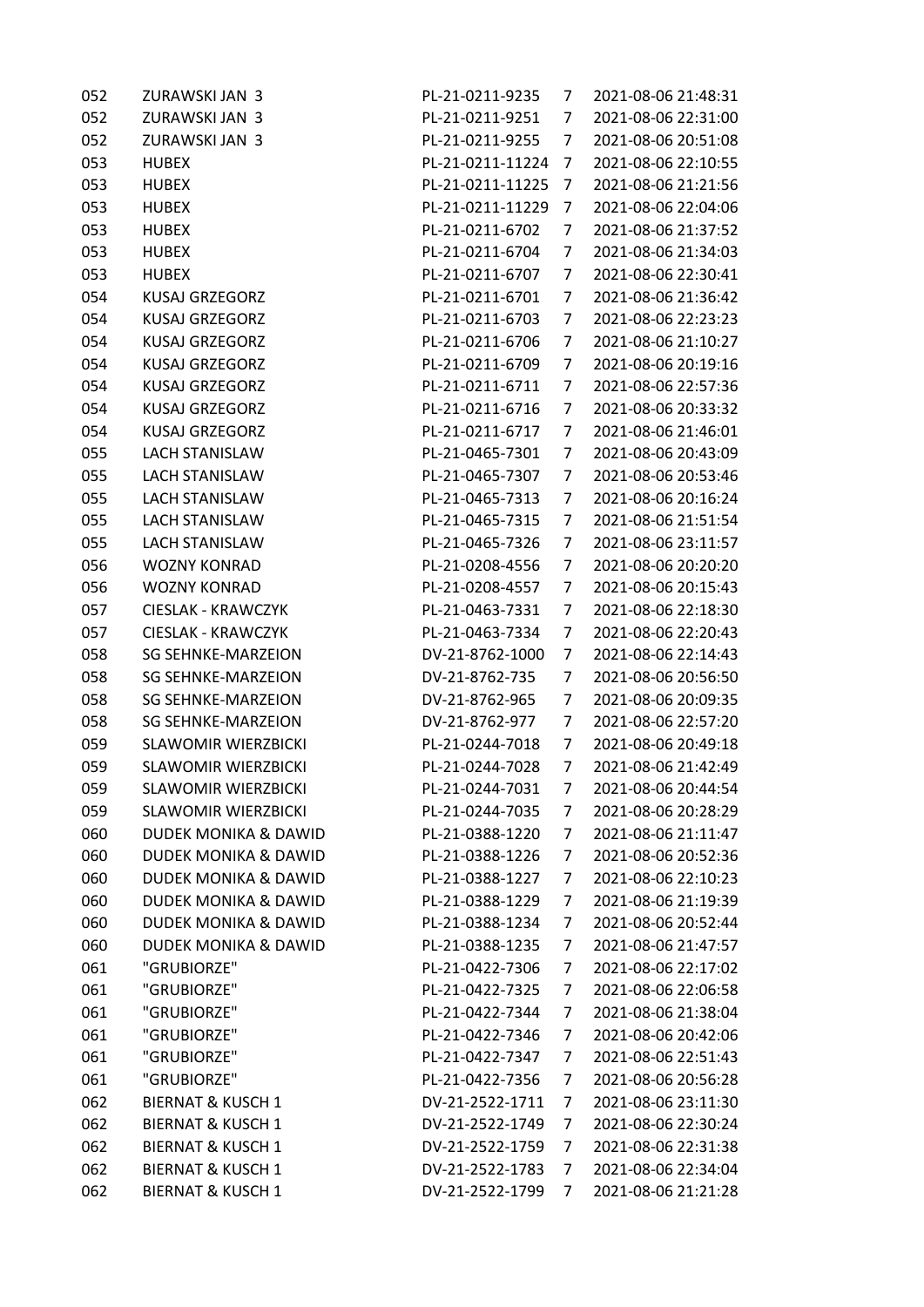| | | | | |
|---|---|---|---|---|
| 052 | ZURAWSKI JAN 3 | PL-21-0211-9235 | 7 | 2021-08-06 21:48:31 |
| 052 | ZURAWSKI JAN 3 | PL-21-0211-9251 | 7 | 2021-08-06 22:31:00 |
| 052 | ZURAWSKI JAN 3 | PL-21-0211-9255 | 7 | 2021-08-06 20:51:08 |
| 053 | HUBEX | PL-21-0211-11224 | 7 | 2021-08-06 22:10:55 |
| 053 | HUBEX | PL-21-0211-11225 | 7 | 2021-08-06 21:21:56 |
| 053 | HUBEX | PL-21-0211-11229 | 7 | 2021-08-06 22:04:06 |
| 053 | HUBEX | PL-21-0211-6702 | 7 | 2021-08-06 21:37:52 |
| 053 | HUBEX | PL-21-0211-6704 | 7 | 2021-08-06 21:34:03 |
| 053 | HUBEX | PL-21-0211-6707 | 7 | 2021-08-06 22:30:41 |
| 054 | KUSAJ GRZEGORZ | PL-21-0211-6701 | 7 | 2021-08-06 21:36:42 |
| 054 | KUSAJ GRZEGORZ | PL-21-0211-6703 | 7 | 2021-08-06 22:23:23 |
| 054 | KUSAJ GRZEGORZ | PL-21-0211-6706 | 7 | 2021-08-06 21:10:27 |
| 054 | KUSAJ GRZEGORZ | PL-21-0211-6709 | 7 | 2021-08-06 20:19:16 |
| 054 | KUSAJ GRZEGORZ | PL-21-0211-6711 | 7 | 2021-08-06 22:57:36 |
| 054 | KUSAJ GRZEGORZ | PL-21-0211-6716 | 7 | 2021-08-06 20:33:32 |
| 054 | KUSAJ GRZEGORZ | PL-21-0211-6717 | 7 | 2021-08-06 21:46:01 |
| 055 | LACH STANISLAW | PL-21-0465-7301 | 7 | 2021-08-06 20:43:09 |
| 055 | LACH STANISLAW | PL-21-0465-7307 | 7 | 2021-08-06 20:53:46 |
| 055 | LACH STANISLAW | PL-21-0465-7313 | 7 | 2021-08-06 20:16:24 |
| 055 | LACH STANISLAW | PL-21-0465-7315 | 7 | 2021-08-06 21:51:54 |
| 055 | LACH STANISLAW | PL-21-0465-7326 | 7 | 2021-08-06 23:11:57 |
| 056 | WOZNY KONRAD | PL-21-0208-4556 | 7 | 2021-08-06 20:20:20 |
| 056 | WOZNY KONRAD | PL-21-0208-4557 | 7 | 2021-08-06 20:15:43 |
| 057 | CIESLAK - KRAWCZYK | PL-21-0463-7331 | 7 | 2021-08-06 22:18:30 |
| 057 | CIESLAK - KRAWCZYK | PL-21-0463-7334 | 7 | 2021-08-06 22:20:43 |
| 058 | SG SEHNKE-MARZEION | DV-21-8762-1000 | 7 | 2021-08-06 22:14:43 |
| 058 | SG SEHNKE-MARZEION | DV-21-8762-735 | 7 | 2021-08-06 20:56:50 |
| 058 | SG SEHNKE-MARZEION | DV-21-8762-965 | 7 | 2021-08-06 20:09:35 |
| 058 | SG SEHNKE-MARZEION | DV-21-8762-977 | 7 | 2021-08-06 22:57:20 |
| 059 | SLAWOMIR WIERZBICKI | PL-21-0244-7018 | 7 | 2021-08-06 20:49:18 |
| 059 | SLAWOMIR WIERZBICKI | PL-21-0244-7028 | 7 | 2021-08-06 21:42:49 |
| 059 | SLAWOMIR WIERZBICKI | PL-21-0244-7031 | 7 | 2021-08-06 20:44:54 |
| 059 | SLAWOMIR WIERZBICKI | PL-21-0244-7035 | 7 | 2021-08-06 20:28:29 |
| 060 | DUDEK MONIKA & DAWID | PL-21-0388-1220 | 7 | 2021-08-06 21:11:47 |
| 060 | DUDEK MONIKA & DAWID | PL-21-0388-1226 | 7 | 2021-08-06 20:52:36 |
| 060 | DUDEK MONIKA & DAWID | PL-21-0388-1227 | 7 | 2021-08-06 22:10:23 |
| 060 | DUDEK MONIKA & DAWID | PL-21-0388-1229 | 7 | 2021-08-06 21:19:39 |
| 060 | DUDEK MONIKA & DAWID | PL-21-0388-1234 | 7 | 2021-08-06 20:52:44 |
| 060 | DUDEK MONIKA & DAWID | PL-21-0388-1235 | 7 | 2021-08-06 21:47:57 |
| 061 | "GRUBIORZE" | PL-21-0422-7306 | 7 | 2021-08-06 22:17:02 |
| 061 | "GRUBIORZE" | PL-21-0422-7325 | 7 | 2021-08-06 22:06:58 |
| 061 | "GRUBIORZE" | PL-21-0422-7344 | 7 | 2021-08-06 21:38:04 |
| 061 | "GRUBIORZE" | PL-21-0422-7346 | 7 | 2021-08-06 20:42:06 |
| 061 | "GRUBIORZE" | PL-21-0422-7347 | 7 | 2021-08-06 22:51:43 |
| 061 | "GRUBIORZE" | PL-21-0422-7356 | 7 | 2021-08-06 20:56:28 |
| 062 | BIERNAT & KUSCH 1 | DV-21-2522-1711 | 7 | 2021-08-06 23:11:30 |
| 062 | BIERNAT & KUSCH 1 | DV-21-2522-1749 | 7 | 2021-08-06 22:30:24 |
| 062 | BIERNAT & KUSCH 1 | DV-21-2522-1759 | 7 | 2021-08-06 22:31:38 |
| 062 | BIERNAT & KUSCH 1 | DV-21-2522-1783 | 7 | 2021-08-06 22:34:04 |
| 062 | BIERNAT & KUSCH 1 | DV-21-2522-1799 | 7 | 2021-08-06 21:21:28 |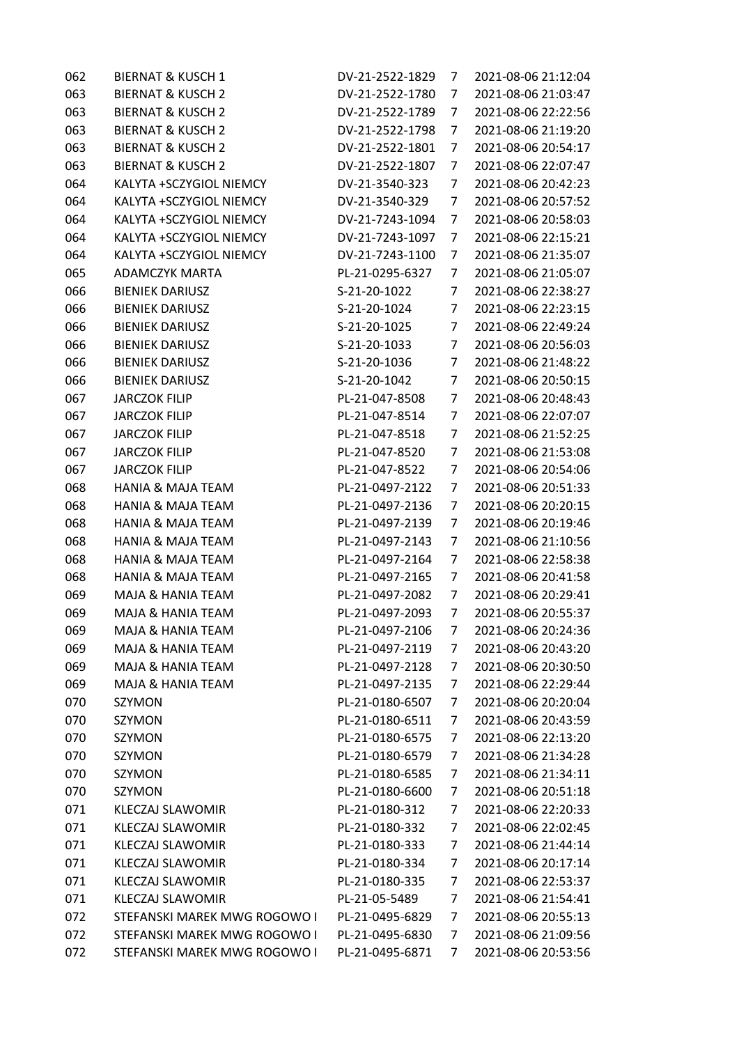| | | | | |
|---|---|---|---|---|
| 062 | BIERNAT & KUSCH 1 | DV-21-2522-1829 | 7 | 2021-08-06 21:12:04 |
| 063 | BIERNAT & KUSCH 2 | DV-21-2522-1780 | 7 | 2021-08-06 21:03:47 |
| 063 | BIERNAT & KUSCH 2 | DV-21-2522-1789 | 7 | 2021-08-06 22:22:56 |
| 063 | BIERNAT & KUSCH 2 | DV-21-2522-1798 | 7 | 2021-08-06 21:19:20 |
| 063 | BIERNAT & KUSCH 2 | DV-21-2522-1801 | 7 | 2021-08-06 20:54:17 |
| 063 | BIERNAT & KUSCH 2 | DV-21-2522-1807 | 7 | 2021-08-06 22:07:47 |
| 064 | KALYTA +SCZYGIOL NIEMCY | DV-21-3540-323 | 7 | 2021-08-06 20:42:23 |
| 064 | KALYTA +SCZYGIOL NIEMCY | DV-21-3540-329 | 7 | 2021-08-06 20:57:52 |
| 064 | KALYTA +SCZYGIOL NIEMCY | DV-21-7243-1094 | 7 | 2021-08-06 20:58:03 |
| 064 | KALYTA +SCZYGIOL NIEMCY | DV-21-7243-1097 | 7 | 2021-08-06 22:15:21 |
| 064 | KALYTA +SCZYGIOL NIEMCY | DV-21-7243-1100 | 7 | 2021-08-06 21:35:07 |
| 065 | ADAMCZYK MARTA | PL-21-0295-6327 | 7 | 2021-08-06 21:05:07 |
| 066 | BIENIEK DARIUSZ | S-21-20-1022 | 7 | 2021-08-06 22:38:27 |
| 066 | BIENIEK DARIUSZ | S-21-20-1024 | 7 | 2021-08-06 22:23:15 |
| 066 | BIENIEK DARIUSZ | S-21-20-1025 | 7 | 2021-08-06 22:49:24 |
| 066 | BIENIEK DARIUSZ | S-21-20-1033 | 7 | 2021-08-06 20:56:03 |
| 066 | BIENIEK DARIUSZ | S-21-20-1036 | 7 | 2021-08-06 21:48:22 |
| 066 | BIENIEK DARIUSZ | S-21-20-1042 | 7 | 2021-08-06 20:50:15 |
| 067 | JARCZOK FILIP | PL-21-047-8508 | 7 | 2021-08-06 20:48:43 |
| 067 | JARCZOK FILIP | PL-21-047-8514 | 7 | 2021-08-06 22:07:07 |
| 067 | JARCZOK FILIP | PL-21-047-8518 | 7 | 2021-08-06 21:52:25 |
| 067 | JARCZOK FILIP | PL-21-047-8520 | 7 | 2021-08-06 21:53:08 |
| 067 | JARCZOK FILIP | PL-21-047-8522 | 7 | 2021-08-06 20:54:06 |
| 068 | HANIA & MAJA TEAM | PL-21-0497-2122 | 7 | 2021-08-06 20:51:33 |
| 068 | HANIA & MAJA TEAM | PL-21-0497-2136 | 7 | 2021-08-06 20:20:15 |
| 068 | HANIA & MAJA TEAM | PL-21-0497-2139 | 7 | 2021-08-06 20:19:46 |
| 068 | HANIA & MAJA TEAM | PL-21-0497-2143 | 7 | 2021-08-06 21:10:56 |
| 068 | HANIA & MAJA TEAM | PL-21-0497-2164 | 7 | 2021-08-06 22:58:38 |
| 068 | HANIA & MAJA TEAM | PL-21-0497-2165 | 7 | 2021-08-06 20:41:58 |
| 069 | MAJA & HANIA TEAM | PL-21-0497-2082 | 7 | 2021-08-06 20:29:41 |
| 069 | MAJA & HANIA TEAM | PL-21-0497-2093 | 7 | 2021-08-06 20:55:37 |
| 069 | MAJA & HANIA TEAM | PL-21-0497-2106 | 7 | 2021-08-06 20:24:36 |
| 069 | MAJA & HANIA TEAM | PL-21-0497-2119 | 7 | 2021-08-06 20:43:20 |
| 069 | MAJA & HANIA TEAM | PL-21-0497-2128 | 7 | 2021-08-06 20:30:50 |
| 069 | MAJA & HANIA TEAM | PL-21-0497-2135 | 7 | 2021-08-06 22:29:44 |
| 070 | SZYMON | PL-21-0180-6507 | 7 | 2021-08-06 20:20:04 |
| 070 | SZYMON | PL-21-0180-6511 | 7 | 2021-08-06 20:43:59 |
| 070 | SZYMON | PL-21-0180-6575 | 7 | 2021-08-06 22:13:20 |
| 070 | SZYMON | PL-21-0180-6579 | 7 | 2021-08-06 21:34:28 |
| 070 | SZYMON | PL-21-0180-6585 | 7 | 2021-08-06 21:34:11 |
| 070 | SZYMON | PL-21-0180-6600 | 7 | 2021-08-06 20:51:18 |
| 071 | KLECZAJ SLAWOMIR | PL-21-0180-312 | 7 | 2021-08-06 22:20:33 |
| 071 | KLECZAJ SLAWOMIR | PL-21-0180-332 | 7 | 2021-08-06 22:02:45 |
| 071 | KLECZAJ SLAWOMIR | PL-21-0180-333 | 7 | 2021-08-06 21:44:14 |
| 071 | KLECZAJ SLAWOMIR | PL-21-0180-334 | 7 | 2021-08-06 20:17:14 |
| 071 | KLECZAJ SLAWOMIR | PL-21-0180-335 | 7 | 2021-08-06 22:53:37 |
| 071 | KLECZAJ SLAWOMIR | PL-21-05-5489 | 7 | 2021-08-06 21:54:41 |
| 072 | STEFANSKI MAREK MWG ROGOWO I | PL-21-0495-6829 | 7 | 2021-08-06 20:55:13 |
| 072 | STEFANSKI MAREK MWG ROGOWO I | PL-21-0495-6830 | 7 | 2021-08-06 21:09:56 |
| 072 | STEFANSKI MAREK MWG ROGOWO I | PL-21-0495-6871 | 7 | 2021-08-06 20:53:56 |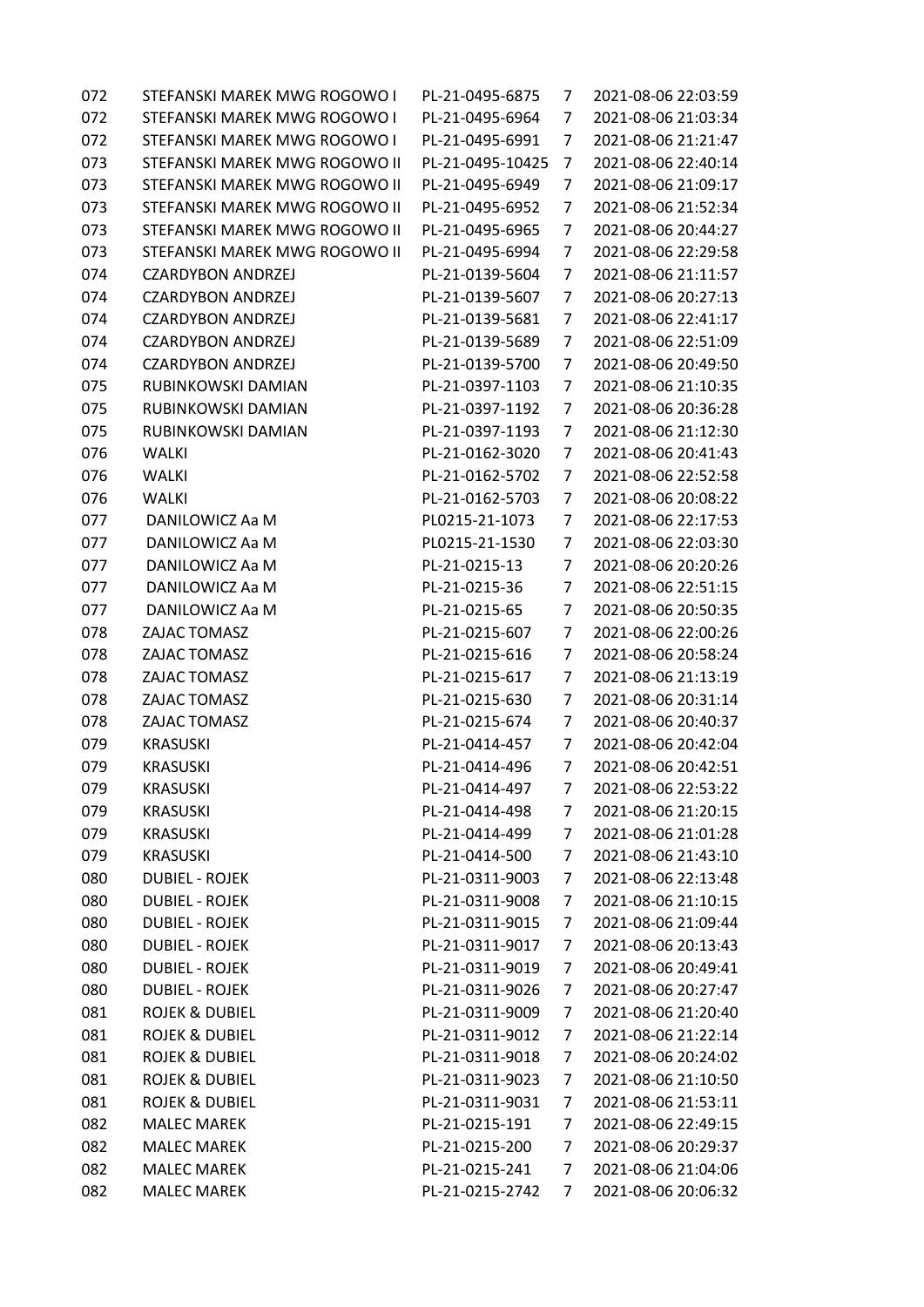| | | | | |
|---|---|---|---|---|
| 072 | STEFANSKI MAREK MWG ROGOWO I | PL-21-0495-6875 | 7 | 2021-08-06 22:03:59 |
| 072 | STEFANSKI MAREK MWG ROGOWO I | PL-21-0495-6964 | 7 | 2021-08-06 21:03:34 |
| 072 | STEFANSKI MAREK MWG ROGOWO I | PL-21-0495-6991 | 7 | 2021-08-06 21:21:47 |
| 073 | STEFANSKI MAREK MWG ROGOWO II | PL-21-0495-10425 | 7 | 2021-08-06 22:40:14 |
| 073 | STEFANSKI MAREK MWG ROGOWO II | PL-21-0495-6949 | 7 | 2021-08-06 21:09:17 |
| 073 | STEFANSKI MAREK MWG ROGOWO II | PL-21-0495-6952 | 7 | 2021-08-06 21:52:34 |
| 073 | STEFANSKI MAREK MWG ROGOWO II | PL-21-0495-6965 | 7 | 2021-08-06 20:44:27 |
| 073 | STEFANSKI MAREK MWG ROGOWO II | PL-21-0495-6994 | 7 | 2021-08-06 22:29:58 |
| 074 | CZARDYBON ANDRZEJ | PL-21-0139-5604 | 7 | 2021-08-06 21:11:57 |
| 074 | CZARDYBON ANDRZEJ | PL-21-0139-5607 | 7 | 2021-08-06 20:27:13 |
| 074 | CZARDYBON ANDRZEJ | PL-21-0139-5681 | 7 | 2021-08-06 22:41:17 |
| 074 | CZARDYBON ANDRZEJ | PL-21-0139-5689 | 7 | 2021-08-06 22:51:09 |
| 074 | CZARDYBON ANDRZEJ | PL-21-0139-5700 | 7 | 2021-08-06 20:49:50 |
| 075 | RUBINKOWSKI DAMIAN | PL-21-0397-1103 | 7 | 2021-08-06 21:10:35 |
| 075 | RUBINKOWSKI DAMIAN | PL-21-0397-1192 | 7 | 2021-08-06 20:36:28 |
| 075 | RUBINKOWSKI DAMIAN | PL-21-0397-1193 | 7 | 2021-08-06 21:12:30 |
| 076 | WALKI | PL-21-0162-3020 | 7 | 2021-08-06 20:41:43 |
| 076 | WALKI | PL-21-0162-5702 | 7 | 2021-08-06 22:52:58 |
| 076 | WALKI | PL-21-0162-5703 | 7 | 2021-08-06 20:08:22 |
| 077 | DANILOWICZ Aa M | PL0215-21-1073 | 7 | 2021-08-06 22:17:53 |
| 077 | DANILOWICZ Aa M | PL0215-21-1530 | 7 | 2021-08-06 22:03:30 |
| 077 | DANILOWICZ Aa M | PL-21-0215-13 | 7 | 2021-08-06 20:20:26 |
| 077 | DANILOWICZ Aa M | PL-21-0215-36 | 7 | 2021-08-06 22:51:15 |
| 077 | DANILOWICZ Aa M | PL-21-0215-65 | 7 | 2021-08-06 20:50:35 |
| 078 | ZAJAC TOMASZ | PL-21-0215-607 | 7 | 2021-08-06 22:00:26 |
| 078 | ZAJAC TOMASZ | PL-21-0215-616 | 7 | 2021-08-06 20:58:24 |
| 078 | ZAJAC TOMASZ | PL-21-0215-617 | 7 | 2021-08-06 21:13:19 |
| 078 | ZAJAC TOMASZ | PL-21-0215-630 | 7 | 2021-08-06 20:31:14 |
| 078 | ZAJAC TOMASZ | PL-21-0215-674 | 7 | 2021-08-06 20:40:37 |
| 079 | KRASUSKI | PL-21-0414-457 | 7 | 2021-08-06 20:42:04 |
| 079 | KRASUSKI | PL-21-0414-496 | 7 | 2021-08-06 20:42:51 |
| 079 | KRASUSKI | PL-21-0414-497 | 7 | 2021-08-06 22:53:22 |
| 079 | KRASUSKI | PL-21-0414-498 | 7 | 2021-08-06 21:20:15 |
| 079 | KRASUSKI | PL-21-0414-499 | 7 | 2021-08-06 21:01:28 |
| 079 | KRASUSKI | PL-21-0414-500 | 7 | 2021-08-06 21:43:10 |
| 080 | DUBIEL - ROJEK | PL-21-0311-9003 | 7 | 2021-08-06 22:13:48 |
| 080 | DUBIEL - ROJEK | PL-21-0311-9008 | 7 | 2021-08-06 21:10:15 |
| 080 | DUBIEL - ROJEK | PL-21-0311-9015 | 7 | 2021-08-06 21:09:44 |
| 080 | DUBIEL - ROJEK | PL-21-0311-9017 | 7 | 2021-08-06 20:13:43 |
| 080 | DUBIEL - ROJEK | PL-21-0311-9019 | 7 | 2021-08-06 20:49:41 |
| 080 | DUBIEL - ROJEK | PL-21-0311-9026 | 7 | 2021-08-06 20:27:47 |
| 081 | ROJEK & DUBIEL | PL-21-0311-9009 | 7 | 2021-08-06 21:20:40 |
| 081 | ROJEK & DUBIEL | PL-21-0311-9012 | 7 | 2021-08-06 21:22:14 |
| 081 | ROJEK & DUBIEL | PL-21-0311-9018 | 7 | 2021-08-06 20:24:02 |
| 081 | ROJEK & DUBIEL | PL-21-0311-9023 | 7 | 2021-08-06 21:10:50 |
| 081 | ROJEK & DUBIEL | PL-21-0311-9031 | 7 | 2021-08-06 21:53:11 |
| 082 | MALEC MAREK | PL-21-0215-191 | 7 | 2021-08-06 22:49:15 |
| 082 | MALEC MAREK | PL-21-0215-200 | 7 | 2021-08-06 20:29:37 |
| 082 | MALEC MAREK | PL-21-0215-241 | 7 | 2021-08-06 21:04:06 |
| 082 | MALEC MAREK | PL-21-0215-2742 | 7 | 2021-08-06 20:06:32 |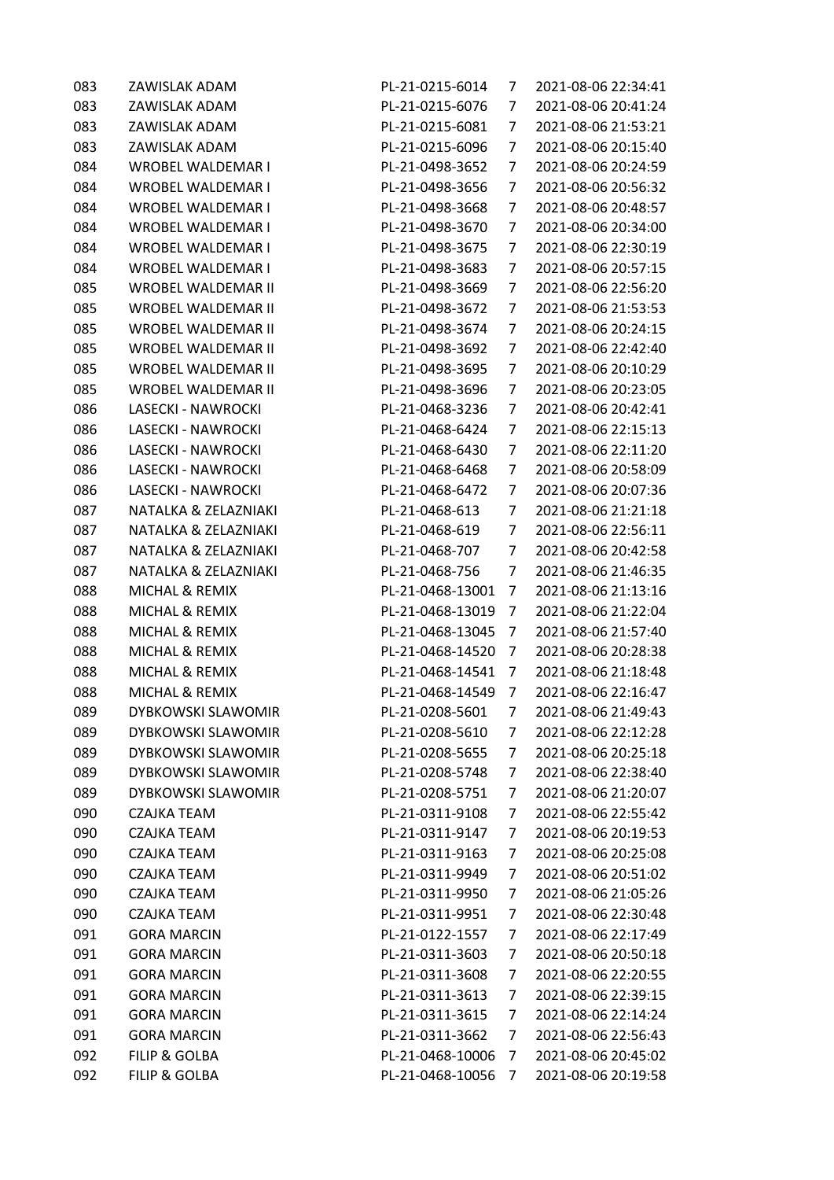| 083 | ZAWISLAK ADAM | PL-21-0215-6014 | 7 | 2021-08-06 22:34:41 |
|---|---|---|---|---|
| 083 | ZAWISLAK ADAM | PL-21-0215-6076 | 7 | 2021-08-06 20:41:24 |
| 083 | ZAWISLAK ADAM | PL-21-0215-6081 | 7 | 2021-08-06 21:53:21 |
| 083 | ZAWISLAK ADAM | PL-21-0215-6096 | 7 | 2021-08-06 20:15:40 |
| 084 | WROBEL WALDEMAR I | PL-21-0498-3652 | 7 | 2021-08-06 20:24:59 |
| 084 | WROBEL WALDEMAR I | PL-21-0498-3656 | 7 | 2021-08-06 20:56:32 |
| 084 | WROBEL WALDEMAR I | PL-21-0498-3668 | 7 | 2021-08-06 20:48:57 |
| 084 | WROBEL WALDEMAR I | PL-21-0498-3670 | 7 | 2021-08-06 20:34:00 |
| 084 | WROBEL WALDEMAR I | PL-21-0498-3675 | 7 | 2021-08-06 22:30:19 |
| 084 | WROBEL WALDEMAR I | PL-21-0498-3683 | 7 | 2021-08-06 20:57:15 |
| 085 | WROBEL WALDEMAR II | PL-21-0498-3669 | 7 | 2021-08-06 22:56:20 |
| 085 | WROBEL WALDEMAR II | PL-21-0498-3672 | 7 | 2021-08-06 21:53:53 |
| 085 | WROBEL WALDEMAR II | PL-21-0498-3674 | 7 | 2021-08-06 20:24:15 |
| 085 | WROBEL WALDEMAR II | PL-21-0498-3692 | 7 | 2021-08-06 22:42:40 |
| 085 | WROBEL WALDEMAR II | PL-21-0498-3695 | 7 | 2021-08-06 20:10:29 |
| 085 | WROBEL WALDEMAR II | PL-21-0498-3696 | 7 | 2021-08-06 20:23:05 |
| 086 | LASECKI - NAWROCKI | PL-21-0468-3236 | 7 | 2021-08-06 20:42:41 |
| 086 | LASECKI - NAWROCKI | PL-21-0468-6424 | 7 | 2021-08-06 22:15:13 |
| 086 | LASECKI - NAWROCKI | PL-21-0468-6430 | 7 | 2021-08-06 22:11:20 |
| 086 | LASECKI - NAWROCKI | PL-21-0468-6468 | 7 | 2021-08-06 20:58:09 |
| 086 | LASECKI - NAWROCKI | PL-21-0468-6472 | 7 | 2021-08-06 20:07:36 |
| 087 | NATALKA & ZELAZNIAKI | PL-21-0468-613 | 7 | 2021-08-06 21:21:18 |
| 087 | NATALKA & ZELAZNIAKI | PL-21-0468-619 | 7 | 2021-08-06 22:56:11 |
| 087 | NATALKA & ZELAZNIAKI | PL-21-0468-707 | 7 | 2021-08-06 20:42:58 |
| 087 | NATALKA & ZELAZNIAKI | PL-21-0468-756 | 7 | 2021-08-06 21:46:35 |
| 088 | MICHAL & REMIX | PL-21-0468-13001 | 7 | 2021-08-06 21:13:16 |
| 088 | MICHAL & REMIX | PL-21-0468-13019 | 7 | 2021-08-06 21:22:04 |
| 088 | MICHAL & REMIX | PL-21-0468-13045 | 7 | 2021-08-06 21:57:40 |
| 088 | MICHAL & REMIX | PL-21-0468-14520 | 7 | 2021-08-06 20:28:38 |
| 088 | MICHAL & REMIX | PL-21-0468-14541 | 7 | 2021-08-06 21:18:48 |
| 088 | MICHAL & REMIX | PL-21-0468-14549 | 7 | 2021-08-06 22:16:47 |
| 089 | DYBKOWSKI SLAWOMIR | PL-21-0208-5601 | 7 | 2021-08-06 21:49:43 |
| 089 | DYBKOWSKI SLAWOMIR | PL-21-0208-5610 | 7 | 2021-08-06 22:12:28 |
| 089 | DYBKOWSKI SLAWOMIR | PL-21-0208-5655 | 7 | 2021-08-06 20:25:18 |
| 089 | DYBKOWSKI SLAWOMIR | PL-21-0208-5748 | 7 | 2021-08-06 22:38:40 |
| 089 | DYBKOWSKI SLAWOMIR | PL-21-0208-5751 | 7 | 2021-08-06 21:20:07 |
| 090 | CZAJKA TEAM | PL-21-0311-9108 | 7 | 2021-08-06 22:55:42 |
| 090 | CZAJKA TEAM | PL-21-0311-9147 | 7 | 2021-08-06 20:19:53 |
| 090 | CZAJKA TEAM | PL-21-0311-9163 | 7 | 2021-08-06 20:25:08 |
| 090 | CZAJKA TEAM | PL-21-0311-9949 | 7 | 2021-08-06 20:51:02 |
| 090 | CZAJKA TEAM | PL-21-0311-9950 | 7 | 2021-08-06 21:05:26 |
| 090 | CZAJKA TEAM | PL-21-0311-9951 | 7 | 2021-08-06 22:30:48 |
| 091 | GORA MARCIN | PL-21-0122-1557 | 7 | 2021-08-06 22:17:49 |
| 091 | GORA MARCIN | PL-21-0311-3603 | 7 | 2021-08-06 20:50:18 |
| 091 | GORA MARCIN | PL-21-0311-3608 | 7 | 2021-08-06 22:20:55 |
| 091 | GORA MARCIN | PL-21-0311-3613 | 7 | 2021-08-06 22:39:15 |
| 091 | GORA MARCIN | PL-21-0311-3615 | 7 | 2021-08-06 22:14:24 |
| 091 | GORA MARCIN | PL-21-0311-3662 | 7 | 2021-08-06 22:56:43 |
| 092 | FILIP & GOLBA | PL-21-0468-10006 | 7 | 2021-08-06 20:45:02 |
| 092 | FILIP & GOLBA | PL-21-0468-10056 | 7 | 2021-08-06 20:19:58 |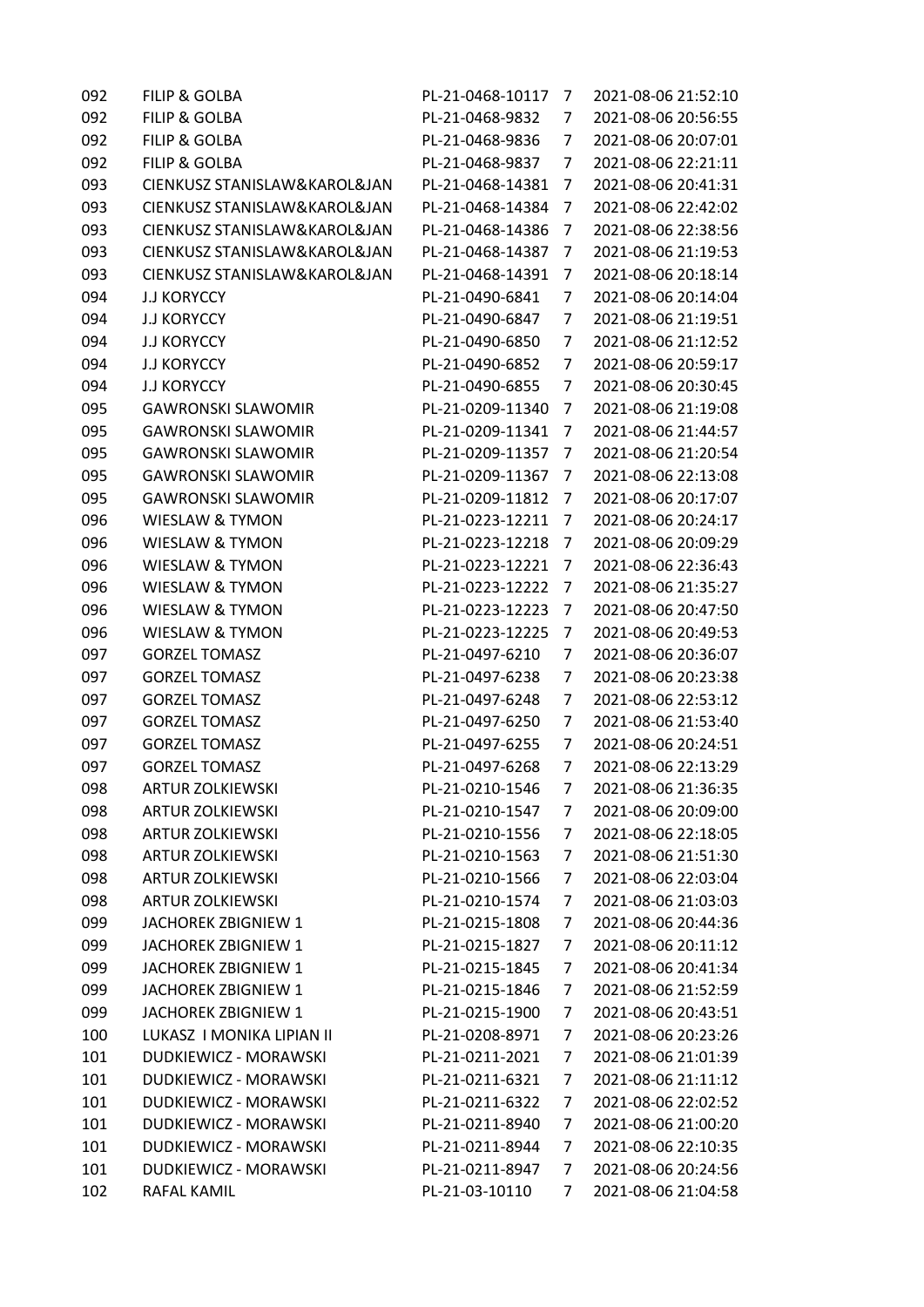| | | | | |
|---|---|---|---|---|
| 092 | FILIP & GOLBA | PL-21-0468-10117 | 7 | 2021-08-06 21:52:10 |
| 092 | FILIP & GOLBA | PL-21-0468-9832 | 7 | 2021-08-06 20:56:55 |
| 092 | FILIP & GOLBA | PL-21-0468-9836 | 7 | 2021-08-06 20:07:01 |
| 092 | FILIP & GOLBA | PL-21-0468-9837 | 7 | 2021-08-06 22:21:11 |
| 093 | CIENKUSZ STANISLAW&KAROL&JAN | PL-21-0468-14381 | 7 | 2021-08-06 20:41:31 |
| 093 | CIENKUSZ STANISLAW&KAROL&JAN | PL-21-0468-14384 | 7 | 2021-08-06 22:42:02 |
| 093 | CIENKUSZ STANISLAW&KAROL&JAN | PL-21-0468-14386 | 7 | 2021-08-06 22:38:56 |
| 093 | CIENKUSZ STANISLAW&KAROL&JAN | PL-21-0468-14387 | 7 | 2021-08-06 21:19:53 |
| 093 | CIENKUSZ STANISLAW&KAROL&JAN | PL-21-0468-14391 | 7 | 2021-08-06 20:18:14 |
| 094 | J.J KORYCCY | PL-21-0490-6841 | 7 | 2021-08-06 20:14:04 |
| 094 | J.J KORYCCY | PL-21-0490-6847 | 7 | 2021-08-06 21:19:51 |
| 094 | J.J KORYCCY | PL-21-0490-6850 | 7 | 2021-08-06 21:12:52 |
| 094 | J.J KORYCCY | PL-21-0490-6852 | 7 | 2021-08-06 20:59:17 |
| 094 | J.J KORYCCY | PL-21-0490-6855 | 7 | 2021-08-06 20:30:45 |
| 095 | GAWRONSKI SLAWOMIR | PL-21-0209-11340 | 7 | 2021-08-06 21:19:08 |
| 095 | GAWRONSKI SLAWOMIR | PL-21-0209-11341 | 7 | 2021-08-06 21:44:57 |
| 095 | GAWRONSKI SLAWOMIR | PL-21-0209-11357 | 7 | 2021-08-06 21:20:54 |
| 095 | GAWRONSKI SLAWOMIR | PL-21-0209-11367 | 7 | 2021-08-06 22:13:08 |
| 095 | GAWRONSKI SLAWOMIR | PL-21-0209-11812 | 7 | 2021-08-06 20:17:07 |
| 096 | WIESLAW & TYMON | PL-21-0223-12211 | 7 | 2021-08-06 20:24:17 |
| 096 | WIESLAW & TYMON | PL-21-0223-12218 | 7 | 2021-08-06 20:09:29 |
| 096 | WIESLAW & TYMON | PL-21-0223-12221 | 7 | 2021-08-06 22:36:43 |
| 096 | WIESLAW & TYMON | PL-21-0223-12222 | 7 | 2021-08-06 21:35:27 |
| 096 | WIESLAW & TYMON | PL-21-0223-12223 | 7 | 2021-08-06 20:47:50 |
| 096 | WIESLAW & TYMON | PL-21-0223-12225 | 7 | 2021-08-06 20:49:53 |
| 097 | GORZEL TOMASZ | PL-21-0497-6210 | 7 | 2021-08-06 20:36:07 |
| 097 | GORZEL TOMASZ | PL-21-0497-6238 | 7 | 2021-08-06 20:23:38 |
| 097 | GORZEL TOMASZ | PL-21-0497-6248 | 7 | 2021-08-06 22:53:12 |
| 097 | GORZEL TOMASZ | PL-21-0497-6250 | 7 | 2021-08-06 21:53:40 |
| 097 | GORZEL TOMASZ | PL-21-0497-6255 | 7 | 2021-08-06 20:24:51 |
| 097 | GORZEL TOMASZ | PL-21-0497-6268 | 7 | 2021-08-06 22:13:29 |
| 098 | ARTUR ZOLKIEWSKI | PL-21-0210-1546 | 7 | 2021-08-06 21:36:35 |
| 098 | ARTUR ZOLKIEWSKI | PL-21-0210-1547 | 7 | 2021-08-06 20:09:00 |
| 098 | ARTUR ZOLKIEWSKI | PL-21-0210-1556 | 7 | 2021-08-06 22:18:05 |
| 098 | ARTUR ZOLKIEWSKI | PL-21-0210-1563 | 7 | 2021-08-06 21:51:30 |
| 098 | ARTUR ZOLKIEWSKI | PL-21-0210-1566 | 7 | 2021-08-06 22:03:04 |
| 098 | ARTUR ZOLKIEWSKI | PL-21-0210-1574 | 7 | 2021-08-06 21:03:03 |
| 099 | JACHOREK ZBIGNIEW 1 | PL-21-0215-1808 | 7 | 2021-08-06 20:44:36 |
| 099 | JACHOREK ZBIGNIEW 1 | PL-21-0215-1827 | 7 | 2021-08-06 20:11:12 |
| 099 | JACHOREK ZBIGNIEW 1 | PL-21-0215-1845 | 7 | 2021-08-06 20:41:34 |
| 099 | JACHOREK ZBIGNIEW 1 | PL-21-0215-1846 | 7 | 2021-08-06 21:52:59 |
| 099 | JACHOREK ZBIGNIEW 1 | PL-21-0215-1900 | 7 | 2021-08-06 20:43:51 |
| 100 | LUKASZ I MONIKA LIPIAN II | PL-21-0208-8971 | 7 | 2021-08-06 20:23:26 |
| 101 | DUDKIEWICZ - MORAWSKI | PL-21-0211-2021 | 7 | 2021-08-06 21:01:39 |
| 101 | DUDKIEWICZ - MORAWSKI | PL-21-0211-6321 | 7 | 2021-08-06 21:11:12 |
| 101 | DUDKIEWICZ - MORAWSKI | PL-21-0211-6322 | 7 | 2021-08-06 22:02:52 |
| 101 | DUDKIEWICZ - MORAWSKI | PL-21-0211-8940 | 7 | 2021-08-06 21:00:20 |
| 101 | DUDKIEWICZ - MORAWSKI | PL-21-0211-8944 | 7 | 2021-08-06 22:10:35 |
| 101 | DUDKIEWICZ - MORAWSKI | PL-21-0211-8947 | 7 | 2021-08-06 20:24:56 |
| 102 | RAFAL KAMIL | PL-21-03-10110 | 7 | 2021-08-06 21:04:58 |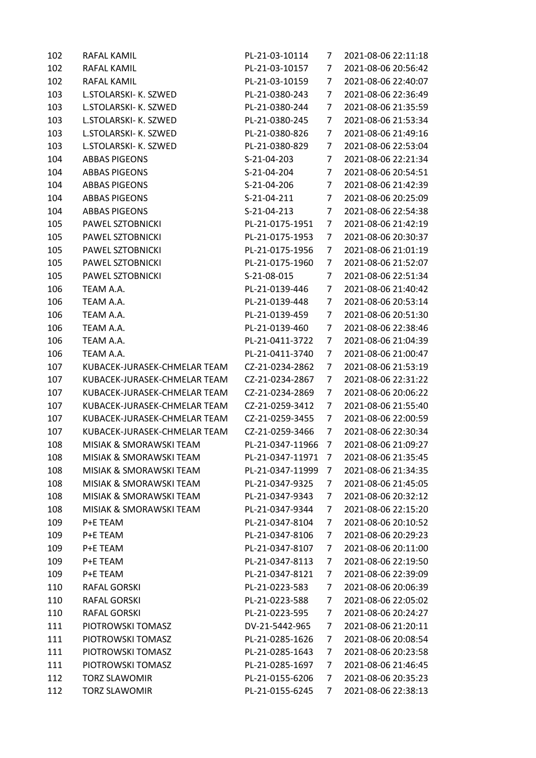| | | | | |
|---|---|---|---|---|
| 102 | RAFAL KAMIL | PL-21-03-10114 | 7 | 2021-08-06 22:11:18 |
| 102 | RAFAL KAMIL | PL-21-03-10157 | 7 | 2021-08-06 20:56:42 |
| 102 | RAFAL KAMIL | PL-21-03-10159 | 7 | 2021-08-06 22:40:07 |
| 103 | L.STOLARSKI- K. SZWED | PL-21-0380-243 | 7 | 2021-08-06 22:36:49 |
| 103 | L.STOLARSKI- K. SZWED | PL-21-0380-244 | 7 | 2021-08-06 21:35:59 |
| 103 | L.STOLARSKI- K. SZWED | PL-21-0380-245 | 7 | 2021-08-06 21:53:34 |
| 103 | L.STOLARSKI- K. SZWED | PL-21-0380-826 | 7 | 2021-08-06 21:49:16 |
| 103 | L.STOLARSKI- K. SZWED | PL-21-0380-829 | 7 | 2021-08-06 22:53:04 |
| 104 | ABBAS PIGEONS | S-21-04-203 | 7 | 2021-08-06 22:21:34 |
| 104 | ABBAS PIGEONS | S-21-04-204 | 7 | 2021-08-06 20:54:51 |
| 104 | ABBAS PIGEONS | S-21-04-206 | 7 | 2021-08-06 21:42:39 |
| 104 | ABBAS PIGEONS | S-21-04-211 | 7 | 2021-08-06 20:25:09 |
| 104 | ABBAS PIGEONS | S-21-04-213 | 7 | 2021-08-06 22:54:38 |
| 105 | PAWEL SZTOBNICKI | PL-21-0175-1951 | 7 | 2021-08-06 21:42:19 |
| 105 | PAWEL SZTOBNICKI | PL-21-0175-1953 | 7 | 2021-08-06 20:30:37 |
| 105 | PAWEL SZTOBNICKI | PL-21-0175-1956 | 7 | 2021-08-06 21:01:19 |
| 105 | PAWEL SZTOBNICKI | PL-21-0175-1960 | 7 | 2021-08-06 21:52:07 |
| 105 | PAWEL SZTOBNICKI | S-21-08-015 | 7 | 2021-08-06 22:51:34 |
| 106 | TEAM A.A. | PL-21-0139-446 | 7 | 2021-08-06 21:40:42 |
| 106 | TEAM A.A. | PL-21-0139-448 | 7 | 2021-08-06 20:53:14 |
| 106 | TEAM A.A. | PL-21-0139-459 | 7 | 2021-08-06 20:51:30 |
| 106 | TEAM A.A. | PL-21-0139-460 | 7 | 2021-08-06 22:38:46 |
| 106 | TEAM A.A. | PL-21-0411-3722 | 7 | 2021-08-06 21:04:39 |
| 106 | TEAM A.A. | PL-21-0411-3740 | 7 | 2021-08-06 21:00:47 |
| 107 | KUBACEK-JURASEK-CHMELAR TEAM | CZ-21-0234-2862 | 7 | 2021-08-06 21:53:19 |
| 107 | KUBACEK-JURASEK-CHMELAR TEAM | CZ-21-0234-2867 | 7 | 2021-08-06 22:31:22 |
| 107 | KUBACEK-JURASEK-CHMELAR TEAM | CZ-21-0234-2869 | 7 | 2021-08-06 20:06:22 |
| 107 | KUBACEK-JURASEK-CHMELAR TEAM | CZ-21-0259-3412 | 7 | 2021-08-06 21:55:40 |
| 107 | KUBACEK-JURASEK-CHMELAR TEAM | CZ-21-0259-3455 | 7 | 2021-08-06 22:00:59 |
| 107 | KUBACEK-JURASEK-CHMELAR TEAM | CZ-21-0259-3466 | 7 | 2021-08-06 22:30:34 |
| 108 | MISIAK & SMORAWSKI TEAM | PL-21-0347-11966 | 7 | 2021-08-06 21:09:27 |
| 108 | MISIAK & SMORAWSKI TEAM | PL-21-0347-11971 | 7 | 2021-08-06 21:35:45 |
| 108 | MISIAK & SMORAWSKI TEAM | PL-21-0347-11999 | 7 | 2021-08-06 21:34:35 |
| 108 | MISIAK & SMORAWSKI TEAM | PL-21-0347-9325 | 7 | 2021-08-06 21:45:05 |
| 108 | MISIAK & SMORAWSKI TEAM | PL-21-0347-9343 | 7 | 2021-08-06 20:32:12 |
| 108 | MISIAK & SMORAWSKI TEAM | PL-21-0347-9344 | 7 | 2021-08-06 22:15:20 |
| 109 | P+E TEAM | PL-21-0347-8104 | 7 | 2021-08-06 20:10:52 |
| 109 | P+E TEAM | PL-21-0347-8106 | 7 | 2021-08-06 20:29:23 |
| 109 | P+E TEAM | PL-21-0347-8107 | 7 | 2021-08-06 20:11:00 |
| 109 | P+E TEAM | PL-21-0347-8113 | 7 | 2021-08-06 22:19:50 |
| 109 | P+E TEAM | PL-21-0347-8121 | 7 | 2021-08-06 22:39:09 |
| 110 | RAFAL GORSKI | PL-21-0223-583 | 7 | 2021-08-06 20:06:39 |
| 110 | RAFAL GORSKI | PL-21-0223-588 | 7 | 2021-08-06 22:05:02 |
| 110 | RAFAL GORSKI | PL-21-0223-595 | 7 | 2021-08-06 20:24:27 |
| 111 | PIOTROWSKI TOMASZ | DV-21-5442-965 | 7 | 2021-08-06 21:20:11 |
| 111 | PIOTROWSKI TOMASZ | PL-21-0285-1626 | 7 | 2021-08-06 20:08:54 |
| 111 | PIOTROWSKI TOMASZ | PL-21-0285-1643 | 7 | 2021-08-06 20:23:58 |
| 111 | PIOTROWSKI TOMASZ | PL-21-0285-1697 | 7 | 2021-08-06 21:46:45 |
| 112 | TORZ SLAWOMIR | PL-21-0155-6206 | 7 | 2021-08-06 20:35:23 |
| 112 | TORZ SLAWOMIR | PL-21-0155-6245 | 7 | 2021-08-06 22:38:13 |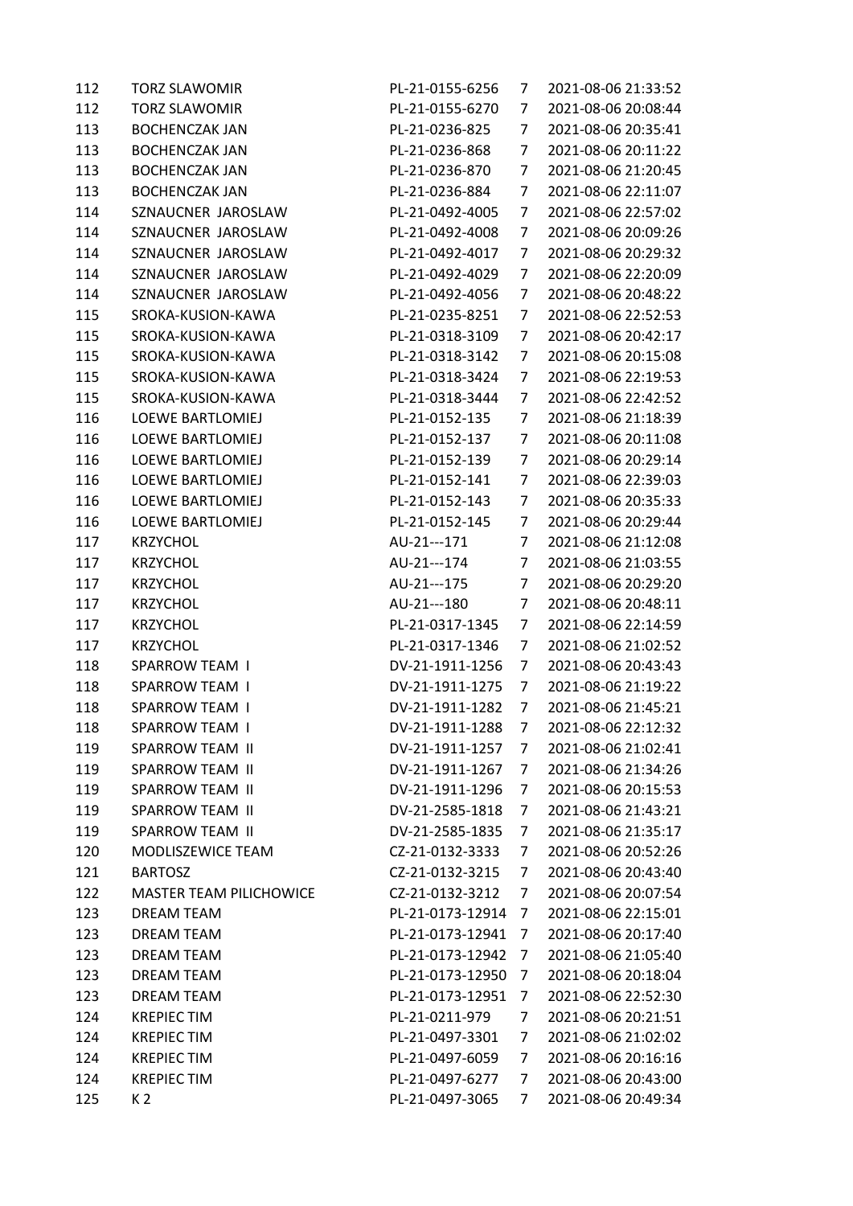| | | | | |
|---|---|---|---|---|
| 112 | TORZ SLAWOMIR | PL-21-0155-6256 | 7 | 2021-08-06 21:33:52 |
| 112 | TORZ SLAWOMIR | PL-21-0155-6270 | 7 | 2021-08-06 20:08:44 |
| 113 | BOCHENCZAK JAN | PL-21-0236-825 | 7 | 2021-08-06 20:35:41 |
| 113 | BOCHENCZAK JAN | PL-21-0236-868 | 7 | 2021-08-06 20:11:22 |
| 113 | BOCHENCZAK JAN | PL-21-0236-870 | 7 | 2021-08-06 21:20:45 |
| 113 | BOCHENCZAK JAN | PL-21-0236-884 | 7 | 2021-08-06 22:11:07 |
| 114 | SZNAUCNER JAROSLAW | PL-21-0492-4005 | 7 | 2021-08-06 22:57:02 |
| 114 | SZNAUCNER JAROSLAW | PL-21-0492-4008 | 7 | 2021-08-06 20:09:26 |
| 114 | SZNAUCNER JAROSLAW | PL-21-0492-4017 | 7 | 2021-08-06 20:29:32 |
| 114 | SZNAUCNER JAROSLAW | PL-21-0492-4029 | 7 | 2021-08-06 22:20:09 |
| 114 | SZNAUCNER JAROSLAW | PL-21-0492-4056 | 7 | 2021-08-06 20:48:22 |
| 115 | SROKA-KUSION-KAWA | PL-21-0235-8251 | 7 | 2021-08-06 22:52:53 |
| 115 | SROKA-KUSION-KAWA | PL-21-0318-3109 | 7 | 2021-08-06 20:42:17 |
| 115 | SROKA-KUSION-KAWA | PL-21-0318-3142 | 7 | 2021-08-06 20:15:08 |
| 115 | SROKA-KUSION-KAWA | PL-21-0318-3424 | 7 | 2021-08-06 22:19:53 |
| 115 | SROKA-KUSION-KAWA | PL-21-0318-3444 | 7 | 2021-08-06 22:42:52 |
| 116 | LOEWE BARTLOMIEJ | PL-21-0152-135 | 7 | 2021-08-06 21:18:39 |
| 116 | LOEWE BARTLOMIEJ | PL-21-0152-137 | 7 | 2021-08-06 20:11:08 |
| 116 | LOEWE BARTLOMIEJ | PL-21-0152-139 | 7 | 2021-08-06 20:29:14 |
| 116 | LOEWE BARTLOMIEJ | PL-21-0152-141 | 7 | 2021-08-06 22:39:03 |
| 116 | LOEWE BARTLOMIEJ | PL-21-0152-143 | 7 | 2021-08-06 20:35:33 |
| 116 | LOEWE BARTLOMIEJ | PL-21-0152-145 | 7 | 2021-08-06 20:29:44 |
| 117 | KRZYCHOL | AU-21---171 | 7 | 2021-08-06 21:12:08 |
| 117 | KRZYCHOL | AU-21---174 | 7 | 2021-08-06 21:03:55 |
| 117 | KRZYCHOL | AU-21---175 | 7 | 2021-08-06 20:29:20 |
| 117 | KRZYCHOL | AU-21---180 | 7 | 2021-08-06 20:48:11 |
| 117 | KRZYCHOL | PL-21-0317-1345 | 7 | 2021-08-06 22:14:59 |
| 117 | KRZYCHOL | PL-21-0317-1346 | 7 | 2021-08-06 21:02:52 |
| 118 | SPARROW TEAM I | DV-21-1911-1256 | 7 | 2021-08-06 20:43:43 |
| 118 | SPARROW TEAM I | DV-21-1911-1275 | 7 | 2021-08-06 21:19:22 |
| 118 | SPARROW TEAM I | DV-21-1911-1282 | 7 | 2021-08-06 21:45:21 |
| 118 | SPARROW TEAM I | DV-21-1911-1288 | 7 | 2021-08-06 22:12:32 |
| 119 | SPARROW TEAM II | DV-21-1911-1257 | 7 | 2021-08-06 21:02:41 |
| 119 | SPARROW TEAM II | DV-21-1911-1267 | 7 | 2021-08-06 21:34:26 |
| 119 | SPARROW TEAM II | DV-21-1911-1296 | 7 | 2021-08-06 20:15:53 |
| 119 | SPARROW TEAM II | DV-21-2585-1818 | 7 | 2021-08-06 21:43:21 |
| 119 | SPARROW TEAM II | DV-21-2585-1835 | 7 | 2021-08-06 21:35:17 |
| 120 | MODLISZEWICE TEAM | CZ-21-0132-3333 | 7 | 2021-08-06 20:52:26 |
| 121 | BARTOSZ | CZ-21-0132-3215 | 7 | 2021-08-06 20:43:40 |
| 122 | MASTER TEAM PILICHOWICE | CZ-21-0132-3212 | 7 | 2021-08-06 20:07:54 |
| 123 | DREAM TEAM | PL-21-0173-12914 | 7 | 2021-08-06 22:15:01 |
| 123 | DREAM TEAM | PL-21-0173-12941 | 7 | 2021-08-06 20:17:40 |
| 123 | DREAM TEAM | PL-21-0173-12942 | 7 | 2021-08-06 21:05:40 |
| 123 | DREAM TEAM | PL-21-0173-12950 | 7 | 2021-08-06 20:18:04 |
| 123 | DREAM TEAM | PL-21-0173-12951 | 7 | 2021-08-06 22:52:30 |
| 124 | KREPIEC TIM | PL-21-0211-979 | 7 | 2021-08-06 20:21:51 |
| 124 | KREPIEC TIM | PL-21-0497-3301 | 7 | 2021-08-06 21:02:02 |
| 124 | KREPIEC TIM | PL-21-0497-6059 | 7 | 2021-08-06 20:16:16 |
| 124 | KREPIEC TIM | PL-21-0497-6277 | 7 | 2021-08-06 20:43:00 |
| 125 | K 2 | PL-21-0497-3065 | 7 | 2021-08-06 20:49:34 |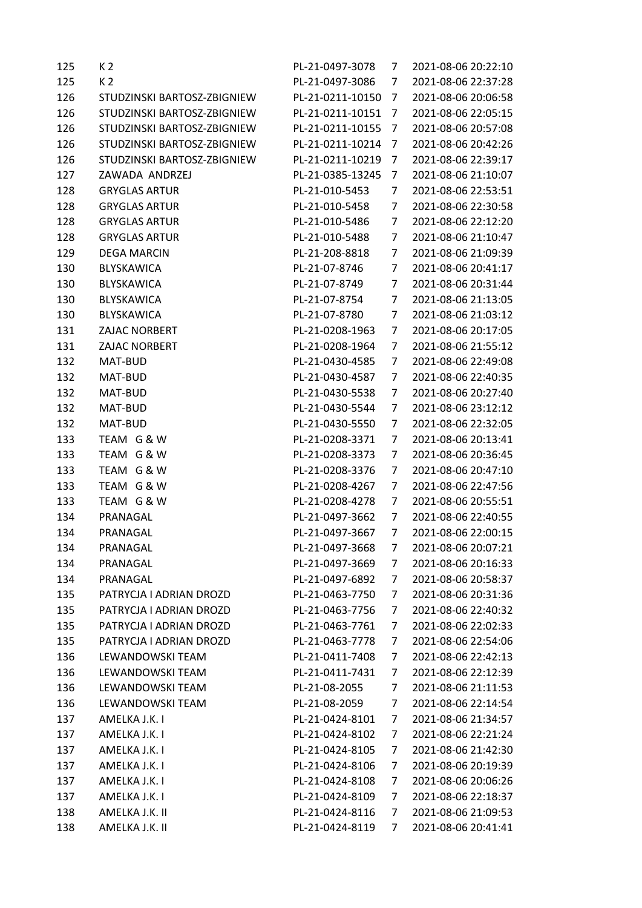| | | | | |
|---|---|---|---|---|
| 125 | K 2 | PL-21-0497-3078 | 7 | 2021-08-06 20:22:10 |
| 125 | K 2 | PL-21-0497-3086 | 7 | 2021-08-06 22:37:28 |
| 126 | STUDZINSKI BARTOSZ-ZBIGNIEW | PL-21-0211-10150 | 7 | 2021-08-06 20:06:58 |
| 126 | STUDZINSKI BARTOSZ-ZBIGNIEW | PL-21-0211-10151 | 7 | 2021-08-06 22:05:15 |
| 126 | STUDZINSKI BARTOSZ-ZBIGNIEW | PL-21-0211-10155 | 7 | 2021-08-06 20:57:08 |
| 126 | STUDZINSKI BARTOSZ-ZBIGNIEW | PL-21-0211-10214 | 7 | 2021-08-06 20:42:26 |
| 126 | STUDZINSKI BARTOSZ-ZBIGNIEW | PL-21-0211-10219 | 7 | 2021-08-06 22:39:17 |
| 127 | ZAWADA ANDRZEJ | PL-21-0385-13245 | 7 | 2021-08-06 21:10:07 |
| 128 | GRYGLAS ARTUR | PL-21-010-5453 | 7 | 2021-08-06 22:53:51 |
| 128 | GRYGLAS ARTUR | PL-21-010-5458 | 7 | 2021-08-06 22:30:58 |
| 128 | GRYGLAS ARTUR | PL-21-010-5486 | 7 | 2021-08-06 22:12:20 |
| 128 | GRYGLAS ARTUR | PL-21-010-5488 | 7 | 2021-08-06 21:10:47 |
| 129 | DEGA MARCIN | PL-21-208-8818 | 7 | 2021-08-06 21:09:39 |
| 130 | BLYSKAWICA | PL-21-07-8746 | 7 | 2021-08-06 20:41:17 |
| 130 | BLYSKAWICA | PL-21-07-8749 | 7 | 2021-08-06 20:31:44 |
| 130 | BLYSKAWICA | PL-21-07-8754 | 7 | 2021-08-06 21:13:05 |
| 130 | BLYSKAWICA | PL-21-07-8780 | 7 | 2021-08-06 21:03:12 |
| 131 | ZAJAC NORBERT | PL-21-0208-1963 | 7 | 2021-08-06 20:17:05 |
| 131 | ZAJAC NORBERT | PL-21-0208-1964 | 7 | 2021-08-06 21:55:12 |
| 132 | MAT-BUD | PL-21-0430-4585 | 7 | 2021-08-06 22:49:08 |
| 132 | MAT-BUD | PL-21-0430-4587 | 7 | 2021-08-06 22:40:35 |
| 132 | MAT-BUD | PL-21-0430-5538 | 7 | 2021-08-06 20:27:40 |
| 132 | MAT-BUD | PL-21-0430-5544 | 7 | 2021-08-06 23:12:12 |
| 132 | MAT-BUD | PL-21-0430-5550 | 7 | 2021-08-06 22:32:05 |
| 133 | TEAM G & W | PL-21-0208-3371 | 7 | 2021-08-06 20:13:41 |
| 133 | TEAM G & W | PL-21-0208-3373 | 7 | 2021-08-06 20:36:45 |
| 133 | TEAM G & W | PL-21-0208-3376 | 7 | 2021-08-06 20:47:10 |
| 133 | TEAM G & W | PL-21-0208-4267 | 7 | 2021-08-06 22:47:56 |
| 133 | TEAM G & W | PL-21-0208-4278 | 7 | 2021-08-06 20:55:51 |
| 134 | PRANAGAL | PL-21-0497-3662 | 7 | 2021-08-06 22:40:55 |
| 134 | PRANAGAL | PL-21-0497-3667 | 7 | 2021-08-06 22:00:15 |
| 134 | PRANAGAL | PL-21-0497-3668 | 7 | 2021-08-06 20:07:21 |
| 134 | PRANAGAL | PL-21-0497-3669 | 7 | 2021-08-06 20:16:33 |
| 134 | PRANAGAL | PL-21-0497-6892 | 7 | 2021-08-06 20:58:37 |
| 135 | PATRYCJA I ADRIAN DROZD | PL-21-0463-7750 | 7 | 2021-08-06 20:31:36 |
| 135 | PATRYCJA I ADRIAN DROZD | PL-21-0463-7756 | 7 | 2021-08-06 22:40:32 |
| 135 | PATRYCJA I ADRIAN DROZD | PL-21-0463-7761 | 7 | 2021-08-06 22:02:33 |
| 135 | PATRYCJA I ADRIAN DROZD | PL-21-0463-7778 | 7 | 2021-08-06 22:54:06 |
| 136 | LEWANDOWSKI TEAM | PL-21-0411-7408 | 7 | 2021-08-06 22:42:13 |
| 136 | LEWANDOWSKI TEAM | PL-21-0411-7431 | 7 | 2021-08-06 22:12:39 |
| 136 | LEWANDOWSKI TEAM | PL-21-08-2055 | 7 | 2021-08-06 21:11:53 |
| 136 | LEWANDOWSKI TEAM | PL-21-08-2059 | 7 | 2021-08-06 22:14:54 |
| 137 | AMELKA J.K. I | PL-21-0424-8101 | 7 | 2021-08-06 21:34:57 |
| 137 | AMELKA J.K. I | PL-21-0424-8102 | 7 | 2021-08-06 22:21:24 |
| 137 | AMELKA J.K. I | PL-21-0424-8105 | 7 | 2021-08-06 21:42:30 |
| 137 | AMELKA J.K. I | PL-21-0424-8106 | 7 | 2021-08-06 20:19:39 |
| 137 | AMELKA J.K. I | PL-21-0424-8108 | 7 | 2021-08-06 20:06:26 |
| 137 | AMELKA J.K. I | PL-21-0424-8109 | 7 | 2021-08-06 22:18:37 |
| 138 | AMELKA J.K. II | PL-21-0424-8116 | 7 | 2021-08-06 21:09:53 |
| 138 | AMELKA J.K. II | PL-21-0424-8119 | 7 | 2021-08-06 20:41:41 |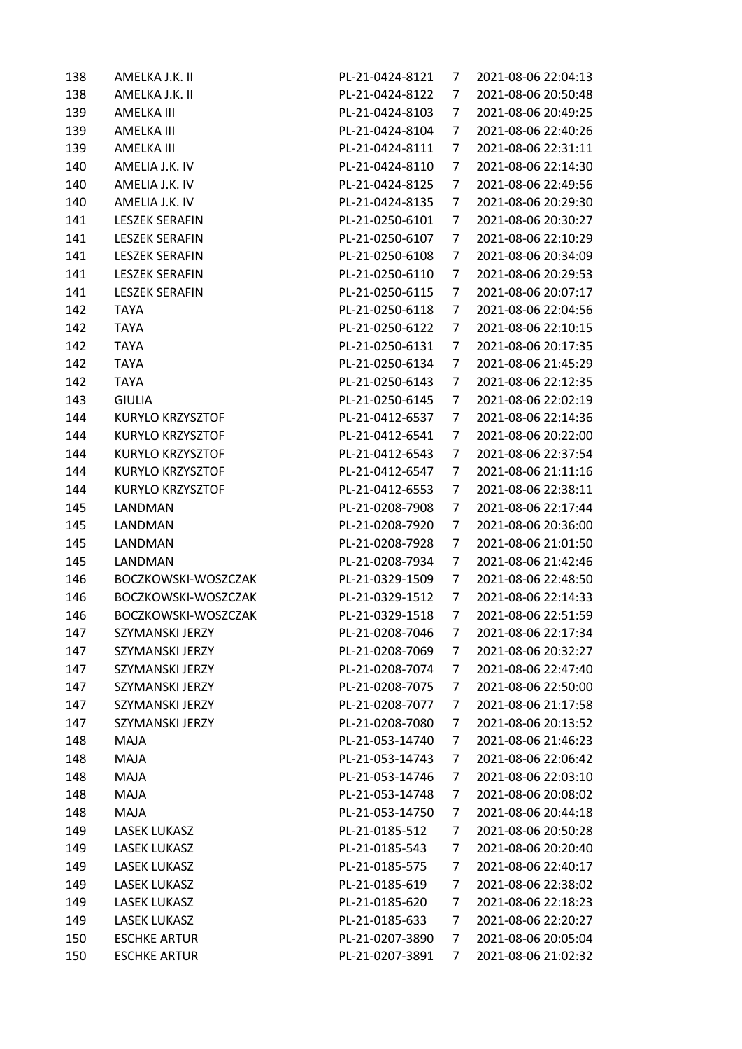| 138 | AMELKA J.K. II | PL-21-0424-8121 | 7 | 2021-08-06 22:04:13 |
|---|---|---|---|---|
| 138 | AMELKA J.K. II | PL-21-0424-8122 | 7 | 2021-08-06 20:50:48 |
| 139 | AMELKA III | PL-21-0424-8103 | 7 | 2021-08-06 20:49:25 |
| 139 | AMELKA III | PL-21-0424-8104 | 7 | 2021-08-06 22:40:26 |
| 139 | AMELKA III | PL-21-0424-8111 | 7 | 2021-08-06 22:31:11 |
| 140 | AMELIA J.K. IV | PL-21-0424-8110 | 7 | 2021-08-06 22:14:30 |
| 140 | AMELIA J.K. IV | PL-21-0424-8125 | 7 | 2021-08-06 22:49:56 |
| 140 | AMELIA J.K. IV | PL-21-0424-8135 | 7 | 2021-08-06 20:29:30 |
| 141 | LESZEK SERAFIN | PL-21-0250-6101 | 7 | 2021-08-06 20:30:27 |
| 141 | LESZEK SERAFIN | PL-21-0250-6107 | 7 | 2021-08-06 22:10:29 |
| 141 | LESZEK SERAFIN | PL-21-0250-6108 | 7 | 2021-08-06 20:34:09 |
| 141 | LESZEK SERAFIN | PL-21-0250-6110 | 7 | 2021-08-06 20:29:53 |
| 141 | LESZEK SERAFIN | PL-21-0250-6115 | 7 | 2021-08-06 20:07:17 |
| 142 | TAYA | PL-21-0250-6118 | 7 | 2021-08-06 22:04:56 |
| 142 | TAYA | PL-21-0250-6122 | 7 | 2021-08-06 22:10:15 |
| 142 | TAYA | PL-21-0250-6131 | 7 | 2021-08-06 20:17:35 |
| 142 | TAYA | PL-21-0250-6134 | 7 | 2021-08-06 21:45:29 |
| 142 | TAYA | PL-21-0250-6143 | 7 | 2021-08-06 22:12:35 |
| 143 | GIULIA | PL-21-0250-6145 | 7 | 2021-08-06 22:02:19 |
| 144 | KURYLO KRZYSZTOF | PL-21-0412-6537 | 7 | 2021-08-06 22:14:36 |
| 144 | KURYLO KRZYSZTOF | PL-21-0412-6541 | 7 | 2021-08-06 20:22:00 |
| 144 | KURYLO KRZYSZTOF | PL-21-0412-6543 | 7 | 2021-08-06 22:37:54 |
| 144 | KURYLO KRZYSZTOF | PL-21-0412-6547 | 7 | 2021-08-06 21:11:16 |
| 144 | KURYLO KRZYSZTOF | PL-21-0412-6553 | 7 | 2021-08-06 22:38:11 |
| 145 | LANDMAN | PL-21-0208-7908 | 7 | 2021-08-06 22:17:44 |
| 145 | LANDMAN | PL-21-0208-7920 | 7 | 2021-08-06 20:36:00 |
| 145 | LANDMAN | PL-21-0208-7928 | 7 | 2021-08-06 21:01:50 |
| 145 | LANDMAN | PL-21-0208-7934 | 7 | 2021-08-06 21:42:46 |
| 146 | BOCZKOWSKI-WOSZCZAK | PL-21-0329-1509 | 7 | 2021-08-06 22:48:50 |
| 146 | BOCZKOWSKI-WOSZCZAK | PL-21-0329-1512 | 7 | 2021-08-06 22:14:33 |
| 146 | BOCZKOWSKI-WOSZCZAK | PL-21-0329-1518 | 7 | 2021-08-06 22:51:59 |
| 147 | SZYMANSKI JERZY | PL-21-0208-7046 | 7 | 2021-08-06 22:17:34 |
| 147 | SZYMANSKI JERZY | PL-21-0208-7069 | 7 | 2021-08-06 20:32:27 |
| 147 | SZYMANSKI JERZY | PL-21-0208-7074 | 7 | 2021-08-06 22:47:40 |
| 147 | SZYMANSKI JERZY | PL-21-0208-7075 | 7 | 2021-08-06 22:50:00 |
| 147 | SZYMANSKI JERZY | PL-21-0208-7077 | 7 | 2021-08-06 21:17:58 |
| 147 | SZYMANSKI JERZY | PL-21-0208-7080 | 7 | 2021-08-06 20:13:52 |
| 148 | MAJA | PL-21-053-14740 | 7 | 2021-08-06 21:46:23 |
| 148 | MAJA | PL-21-053-14743 | 7 | 2021-08-06 22:06:42 |
| 148 | MAJA | PL-21-053-14746 | 7 | 2021-08-06 22:03:10 |
| 148 | MAJA | PL-21-053-14748 | 7 | 2021-08-06 20:08:02 |
| 148 | MAJA | PL-21-053-14750 | 7 | 2021-08-06 20:44:18 |
| 149 | LASEK LUKASZ | PL-21-0185-512 | 7 | 2021-08-06 20:50:28 |
| 149 | LASEK LUKASZ | PL-21-0185-543 | 7 | 2021-08-06 20:20:40 |
| 149 | LASEK LUKASZ | PL-21-0185-575 | 7 | 2021-08-06 22:40:17 |
| 149 | LASEK LUKASZ | PL-21-0185-619 | 7 | 2021-08-06 22:38:02 |
| 149 | LASEK LUKASZ | PL-21-0185-620 | 7 | 2021-08-06 22:18:23 |
| 149 | LASEK LUKASZ | PL-21-0185-633 | 7 | 2021-08-06 22:20:27 |
| 150 | ESCHKE ARTUR | PL-21-0207-3890 | 7 | 2021-08-06 20:05:04 |
| 150 | ESCHKE ARTUR | PL-21-0207-3891 | 7 | 2021-08-06 21:02:32 |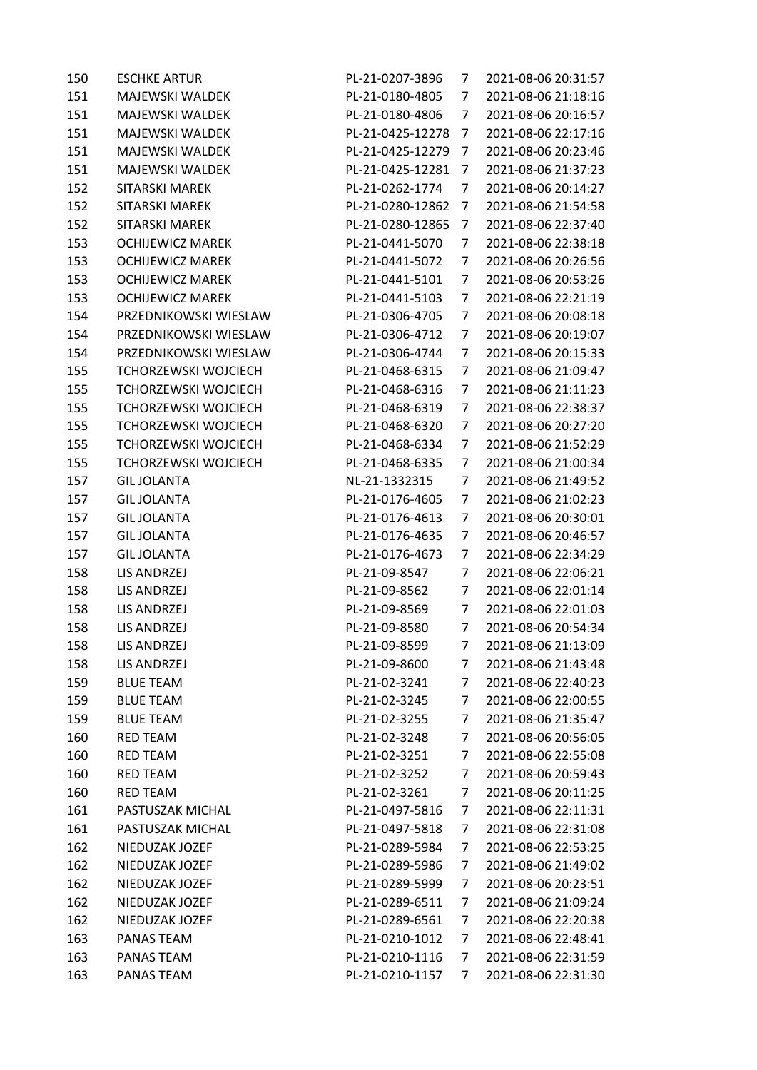| | | | | |
|---|---|---|---|---|
| 150 | ESCHKE ARTUR | PL-21-0207-3896 | 7 | 2021-08-06 20:31:57 |
| 151 | MAJEWSKI WALDEK | PL-21-0180-4805 | 7 | 2021-08-06 21:18:16 |
| 151 | MAJEWSKI WALDEK | PL-21-0180-4806 | 7 | 2021-08-06 20:16:57 |
| 151 | MAJEWSKI WALDEK | PL-21-0425-12278 | 7 | 2021-08-06 22:17:16 |
| 151 | MAJEWSKI WALDEK | PL-21-0425-12279 | 7 | 2021-08-06 20:23:46 |
| 151 | MAJEWSKI WALDEK | PL-21-0425-12281 | 7 | 2021-08-06 21:37:23 |
| 152 | SITARSKI MAREK | PL-21-0262-1774 | 7 | 2021-08-06 20:14:27 |
| 152 | SITARSKI MAREK | PL-21-0280-12862 | 7 | 2021-08-06 21:54:58 |
| 152 | SITARSKI MAREK | PL-21-0280-12865 | 7 | 2021-08-06 22:37:40 |
| 153 | OCHIJEWICZ MAREK | PL-21-0441-5070 | 7 | 2021-08-06 22:38:18 |
| 153 | OCHIJEWICZ MAREK | PL-21-0441-5072 | 7 | 2021-08-06 20:26:56 |
| 153 | OCHIJEWICZ MAREK | PL-21-0441-5101 | 7 | 2021-08-06 20:53:26 |
| 153 | OCHIJEWICZ MAREK | PL-21-0441-5103 | 7 | 2021-08-06 22:21:19 |
| 154 | PRZEDNIKOWSKI WIESLAW | PL-21-0306-4705 | 7 | 2021-08-06 20:08:18 |
| 154 | PRZEDNIKOWSKI WIESLAW | PL-21-0306-4712 | 7 | 2021-08-06 20:19:07 |
| 154 | PRZEDNIKOWSKI WIESLAW | PL-21-0306-4744 | 7 | 2021-08-06 20:15:33 |
| 155 | TCHORZEWSKI WOJCIECH | PL-21-0468-6315 | 7 | 2021-08-06 21:09:47 |
| 155 | TCHORZEWSKI WOJCIECH | PL-21-0468-6316 | 7 | 2021-08-06 21:11:23 |
| 155 | TCHORZEWSKI WOJCIECH | PL-21-0468-6319 | 7 | 2021-08-06 22:38:37 |
| 155 | TCHORZEWSKI WOJCIECH | PL-21-0468-6320 | 7 | 2021-08-06 20:27:20 |
| 155 | TCHORZEWSKI WOJCIECH | PL-21-0468-6334 | 7 | 2021-08-06 21:52:29 |
| 155 | TCHORZEWSKI WOJCIECH | PL-21-0468-6335 | 7 | 2021-08-06 21:00:34 |
| 157 | GIL JOLANTA | NL-21-1332315 | 7 | 2021-08-06 21:49:52 |
| 157 | GIL JOLANTA | PL-21-0176-4605 | 7 | 2021-08-06 21:02:23 |
| 157 | GIL JOLANTA | PL-21-0176-4613 | 7 | 2021-08-06 20:30:01 |
| 157 | GIL JOLANTA | PL-21-0176-4635 | 7 | 2021-08-06 20:46:57 |
| 157 | GIL JOLANTA | PL-21-0176-4673 | 7 | 2021-08-06 22:34:29 |
| 158 | LIS ANDRZEJ | PL-21-09-8547 | 7 | 2021-08-06 22:06:21 |
| 158 | LIS ANDRZEJ | PL-21-09-8562 | 7 | 2021-08-06 22:01:14 |
| 158 | LIS ANDRZEJ | PL-21-09-8569 | 7 | 2021-08-06 22:01:03 |
| 158 | LIS ANDRZEJ | PL-21-09-8580 | 7 | 2021-08-06 20:54:34 |
| 158 | LIS ANDRZEJ | PL-21-09-8599 | 7 | 2021-08-06 21:13:09 |
| 158 | LIS ANDRZEJ | PL-21-09-8600 | 7 | 2021-08-06 21:43:48 |
| 159 | BLUE TEAM | PL-21-02-3241 | 7 | 2021-08-06 22:40:23 |
| 159 | BLUE TEAM | PL-21-02-3245 | 7 | 2021-08-06 22:00:55 |
| 159 | BLUE TEAM | PL-21-02-3255 | 7 | 2021-08-06 21:35:47 |
| 160 | RED TEAM | PL-21-02-3248 | 7 | 2021-08-06 20:56:05 |
| 160 | RED TEAM | PL-21-02-3251 | 7 | 2021-08-06 22:55:08 |
| 160 | RED TEAM | PL-21-02-3252 | 7 | 2021-08-06 20:59:43 |
| 160 | RED TEAM | PL-21-02-3261 | 7 | 2021-08-06 20:11:25 |
| 161 | PASTUSZAK MICHAL | PL-21-0497-5816 | 7 | 2021-08-06 22:11:31 |
| 161 | PASTUSZAK MICHAL | PL-21-0497-5818 | 7 | 2021-08-06 22:31:08 |
| 162 | NIEDUZAK JOZEF | PL-21-0289-5984 | 7 | 2021-08-06 22:53:25 |
| 162 | NIEDUZAK JOZEF | PL-21-0289-5986 | 7 | 2021-08-06 21:49:02 |
| 162 | NIEDUZAK JOZEF | PL-21-0289-5999 | 7 | 2021-08-06 20:23:51 |
| 162 | NIEDUZAK JOZEF | PL-21-0289-6511 | 7 | 2021-08-06 21:09:24 |
| 162 | NIEDUZAK JOZEF | PL-21-0289-6561 | 7 | 2021-08-06 22:20:38 |
| 163 | PANAS TEAM | PL-21-0210-1012 | 7 | 2021-08-06 22:48:41 |
| 163 | PANAS TEAM | PL-21-0210-1116 | 7 | 2021-08-06 22:31:59 |
| 163 | PANAS TEAM | PL-21-0210-1157 | 7 | 2021-08-06 22:31:30 |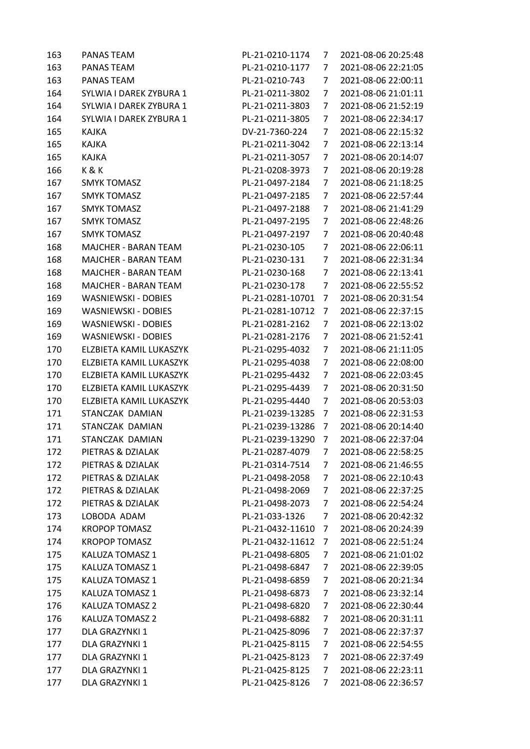| | | | | |
|---|---|---|---|---|
| 163 | PANAS TEAM | PL-21-0210-1174 | 7 | 2021-08-06 20:25:48 |
| 163 | PANAS TEAM | PL-21-0210-1177 | 7 | 2021-08-06 22:21:05 |
| 163 | PANAS TEAM | PL-21-0210-743 | 7 | 2021-08-06 22:00:11 |
| 164 | SYLWIA I DAREK ZYBURA 1 | PL-21-0211-3802 | 7 | 2021-08-06 21:01:11 |
| 164 | SYLWIA I DAREK ZYBURA 1 | PL-21-0211-3803 | 7 | 2021-08-06 21:52:19 |
| 164 | SYLWIA I DAREK ZYBURA 1 | PL-21-0211-3805 | 7 | 2021-08-06 22:34:17 |
| 165 | KAJKA | DV-21-7360-224 | 7 | 2021-08-06 22:15:32 |
| 165 | KAJKA | PL-21-0211-3042 | 7 | 2021-08-06 22:13:14 |
| 165 | KAJKA | PL-21-0211-3057 | 7 | 2021-08-06 20:14:07 |
| 166 | K & K | PL-21-0208-3973 | 7 | 2021-08-06 20:19:28 |
| 167 | SMYK TOMASZ | PL-21-0497-2184 | 7 | 2021-08-06 21:18:25 |
| 167 | SMYK TOMASZ | PL-21-0497-2185 | 7 | 2021-08-06 22:57:44 |
| 167 | SMYK TOMASZ | PL-21-0497-2188 | 7 | 2021-08-06 21:41:29 |
| 167 | SMYK TOMASZ | PL-21-0497-2195 | 7 | 2021-08-06 22:48:26 |
| 167 | SMYK TOMASZ | PL-21-0497-2197 | 7 | 2021-08-06 20:40:48 |
| 168 | MAJCHER - BARAN TEAM | PL-21-0230-105 | 7 | 2021-08-06 22:06:11 |
| 168 | MAJCHER - BARAN TEAM | PL-21-0230-131 | 7 | 2021-08-06 22:31:34 |
| 168 | MAJCHER - BARAN TEAM | PL-21-0230-168 | 7 | 2021-08-06 22:13:41 |
| 168 | MAJCHER - BARAN TEAM | PL-21-0230-178 | 7 | 2021-08-06 22:55:52 |
| 169 | WASNIEWSKI - DOBIES | PL-21-0281-10701 | 7 | 2021-08-06 20:31:54 |
| 169 | WASNIEWSKI - DOBIES | PL-21-0281-10712 | 7 | 2021-08-06 22:37:15 |
| 169 | WASNIEWSKI - DOBIES | PL-21-0281-2162 | 7 | 2021-08-06 22:13:02 |
| 169 | WASNIEWSKI - DOBIES | PL-21-0281-2176 | 7 | 2021-08-06 21:52:41 |
| 170 | ELZBIETA KAMIL LUKASZYK | PL-21-0295-4032 | 7 | 2021-08-06 21:11:05 |
| 170 | ELZBIETA KAMIL LUKASZYK | PL-21-0295-4038 | 7 | 2021-08-06 22:08:00 |
| 170 | ELZBIETA KAMIL LUKASZYK | PL-21-0295-4432 | 7 | 2021-08-06 22:03:45 |
| 170 | ELZBIETA KAMIL LUKASZYK | PL-21-0295-4439 | 7 | 2021-08-06 20:31:50 |
| 170 | ELZBIETA KAMIL LUKASZYK | PL-21-0295-4440 | 7 | 2021-08-06 20:53:03 |
| 171 | STANCZAK DAMIAN | PL-21-0239-13285 | 7 | 2021-08-06 22:31:53 |
| 171 | STANCZAK DAMIAN | PL-21-0239-13286 | 7 | 2021-08-06 20:14:40 |
| 171 | STANCZAK DAMIAN | PL-21-0239-13290 | 7 | 2021-08-06 22:37:04 |
| 172 | PIETRAS & DZIALAK | PL-21-0287-4079 | 7 | 2021-08-06 22:58:25 |
| 172 | PIETRAS & DZIALAK | PL-21-0314-7514 | 7 | 2021-08-06 21:46:55 |
| 172 | PIETRAS & DZIALAK | PL-21-0498-2058 | 7 | 2021-08-06 22:10:43 |
| 172 | PIETRAS & DZIALAK | PL-21-0498-2069 | 7 | 2021-08-06 22:37:25 |
| 172 | PIETRAS & DZIALAK | PL-21-0498-2073 | 7 | 2021-08-06 22:54:24 |
| 173 | LOBODA ADAM | PL-21-033-1326 | 7 | 2021-08-06 20:42:32 |
| 174 | KROPOP TOMASZ | PL-21-0432-11610 | 7 | 2021-08-06 20:24:39 |
| 174 | KROPOP TOMASZ | PL-21-0432-11612 | 7 | 2021-08-06 22:51:24 |
| 175 | KALUZA TOMASZ 1 | PL-21-0498-6805 | 7 | 2021-08-06 21:01:02 |
| 175 | KALUZA TOMASZ 1 | PL-21-0498-6847 | 7 | 2021-08-06 22:39:05 |
| 175 | KALUZA TOMASZ 1 | PL-21-0498-6859 | 7 | 2021-08-06 20:21:34 |
| 175 | KALUZA TOMASZ 1 | PL-21-0498-6873 | 7 | 2021-08-06 23:32:14 |
| 176 | KALUZA TOMASZ 2 | PL-21-0498-6820 | 7 | 2021-08-06 22:30:44 |
| 176 | KALUZA TOMASZ 2 | PL-21-0498-6882 | 7 | 2021-08-06 20:31:11 |
| 177 | DLA GRAZYNKI 1 | PL-21-0425-8096 | 7 | 2021-08-06 22:37:37 |
| 177 | DLA GRAZYNKI 1 | PL-21-0425-8115 | 7 | 2021-08-06 22:54:55 |
| 177 | DLA GRAZYNKI 1 | PL-21-0425-8123 | 7 | 2021-08-06 22:37:49 |
| 177 | DLA GRAZYNKI 1 | PL-21-0425-8125 | 7 | 2021-08-06 22:23:11 |
| 177 | DLA GRAZYNKI 1 | PL-21-0425-8126 | 7 | 2021-08-06 22:36:57 |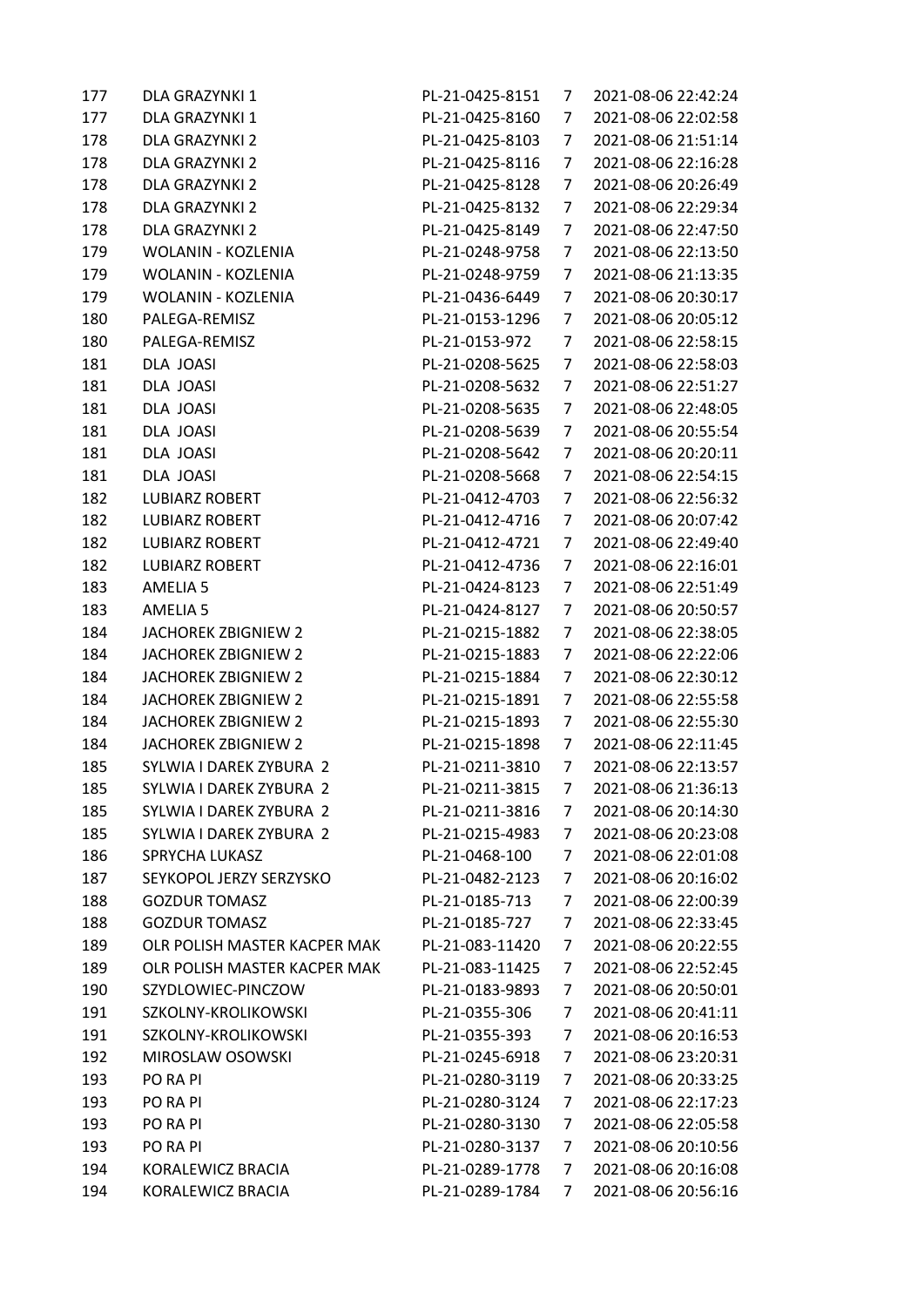| | | | | |
|---|---|---|---|---|
| 177 | DLA GRAZYNKI 1 | PL-21-0425-8151 | 7 | 2021-08-06 22:42:24 |
| 177 | DLA GRAZYNKI 1 | PL-21-0425-8160 | 7 | 2021-08-06 22:02:58 |
| 178 | DLA GRAZYNKI 2 | PL-21-0425-8103 | 7 | 2021-08-06 21:51:14 |
| 178 | DLA GRAZYNKI 2 | PL-21-0425-8116 | 7 | 2021-08-06 22:16:28 |
| 178 | DLA GRAZYNKI 2 | PL-21-0425-8128 | 7 | 2021-08-06 20:26:49 |
| 178 | DLA GRAZYNKI 2 | PL-21-0425-8132 | 7 | 2021-08-06 22:29:34 |
| 178 | DLA GRAZYNKI 2 | PL-21-0425-8149 | 7 | 2021-08-06 22:47:50 |
| 179 | WOLANIN - KOZLENIA | PL-21-0248-9758 | 7 | 2021-08-06 22:13:50 |
| 179 | WOLANIN - KOZLENIA | PL-21-0248-9759 | 7 | 2021-08-06 21:13:35 |
| 179 | WOLANIN - KOZLENIA | PL-21-0436-6449 | 7 | 2021-08-06 20:30:17 |
| 180 | PALEGA-REMISZ | PL-21-0153-1296 | 7 | 2021-08-06 20:05:12 |
| 180 | PALEGA-REMISZ | PL-21-0153-972 | 7 | 2021-08-06 22:58:15 |
| 181 | DLA JOASI | PL-21-0208-5625 | 7 | 2021-08-06 22:58:03 |
| 181 | DLA JOASI | PL-21-0208-5632 | 7 | 2021-08-06 22:51:27 |
| 181 | DLA JOASI | PL-21-0208-5635 | 7 | 2021-08-06 22:48:05 |
| 181 | DLA JOASI | PL-21-0208-5639 | 7 | 2021-08-06 20:55:54 |
| 181 | DLA JOASI | PL-21-0208-5642 | 7 | 2021-08-06 20:20:11 |
| 181 | DLA JOASI | PL-21-0208-5668 | 7 | 2021-08-06 22:54:15 |
| 182 | LUBIARZ ROBERT | PL-21-0412-4703 | 7 | 2021-08-06 22:56:32 |
| 182 | LUBIARZ ROBERT | PL-21-0412-4716 | 7 | 2021-08-06 20:07:42 |
| 182 | LUBIARZ ROBERT | PL-21-0412-4721 | 7 | 2021-08-06 22:49:40 |
| 182 | LUBIARZ ROBERT | PL-21-0412-4736 | 7 | 2021-08-06 22:16:01 |
| 183 | AMELIA 5 | PL-21-0424-8123 | 7 | 2021-08-06 22:51:49 |
| 183 | AMELIA 5 | PL-21-0424-8127 | 7 | 2021-08-06 20:50:57 |
| 184 | JACHOREK ZBIGNIEW 2 | PL-21-0215-1882 | 7 | 2021-08-06 22:38:05 |
| 184 | JACHOREK ZBIGNIEW 2 | PL-21-0215-1883 | 7 | 2021-08-06 22:22:06 |
| 184 | JACHOREK ZBIGNIEW 2 | PL-21-0215-1884 | 7 | 2021-08-06 22:30:12 |
| 184 | JACHOREK ZBIGNIEW 2 | PL-21-0215-1891 | 7 | 2021-08-06 22:55:58 |
| 184 | JACHOREK ZBIGNIEW 2 | PL-21-0215-1893 | 7 | 2021-08-06 22:55:30 |
| 184 | JACHOREK ZBIGNIEW 2 | PL-21-0215-1898 | 7 | 2021-08-06 22:11:45 |
| 185 | SYLWIA I DAREK ZYBURA 2 | PL-21-0211-3810 | 7 | 2021-08-06 22:13:57 |
| 185 | SYLWIA I DAREK ZYBURA 2 | PL-21-0211-3815 | 7 | 2021-08-06 21:36:13 |
| 185 | SYLWIA I DAREK ZYBURA 2 | PL-21-0211-3816 | 7 | 2021-08-06 20:14:30 |
| 185 | SYLWIA I DAREK ZYBURA 2 | PL-21-0215-4983 | 7 | 2021-08-06 20:23:08 |
| 186 | SPRYCHA LUKASZ | PL-21-0468-100 | 7 | 2021-08-06 22:01:08 |
| 187 | SEYKOPOL JERZY SERZYSKO | PL-21-0482-2123 | 7 | 2021-08-06 20:16:02 |
| 188 | GOZDUR TOMASZ | PL-21-0185-713 | 7 | 2021-08-06 22:00:39 |
| 188 | GOZDUR TOMASZ | PL-21-0185-727 | 7 | 2021-08-06 22:33:45 |
| 189 | OLR POLISH MASTER KACPER MAK | PL-21-083-11420 | 7 | 2021-08-06 20:22:55 |
| 189 | OLR POLISH MASTER KACPER MAK | PL-21-083-11425 | 7 | 2021-08-06 22:52:45 |
| 190 | SZYDLOWIEC-PINCZOW | PL-21-0183-9893 | 7 | 2021-08-06 20:50:01 |
| 191 | SZKOLNY-KROLIKOWSKI | PL-21-0355-306 | 7 | 2021-08-06 20:41:11 |
| 191 | SZKOLNY-KROLIKOWSKI | PL-21-0355-393 | 7 | 2021-08-06 20:16:53 |
| 192 | MIROSLAW OSOWSKI | PL-21-0245-6918 | 7 | 2021-08-06 23:20:31 |
| 193 | PO RA PI | PL-21-0280-3119 | 7 | 2021-08-06 20:33:25 |
| 193 | PO RA PI | PL-21-0280-3124 | 7 | 2021-08-06 22:17:23 |
| 193 | PO RA PI | PL-21-0280-3130 | 7 | 2021-08-06 22:05:58 |
| 193 | PO RA PI | PL-21-0280-3137 | 7 | 2021-08-06 20:10:56 |
| 194 | KORALEWICZ BRACIA | PL-21-0289-1778 | 7 | 2021-08-06 20:16:08 |
| 194 | KORALEWICZ BRACIA | PL-21-0289-1784 | 7 | 2021-08-06 20:56:16 |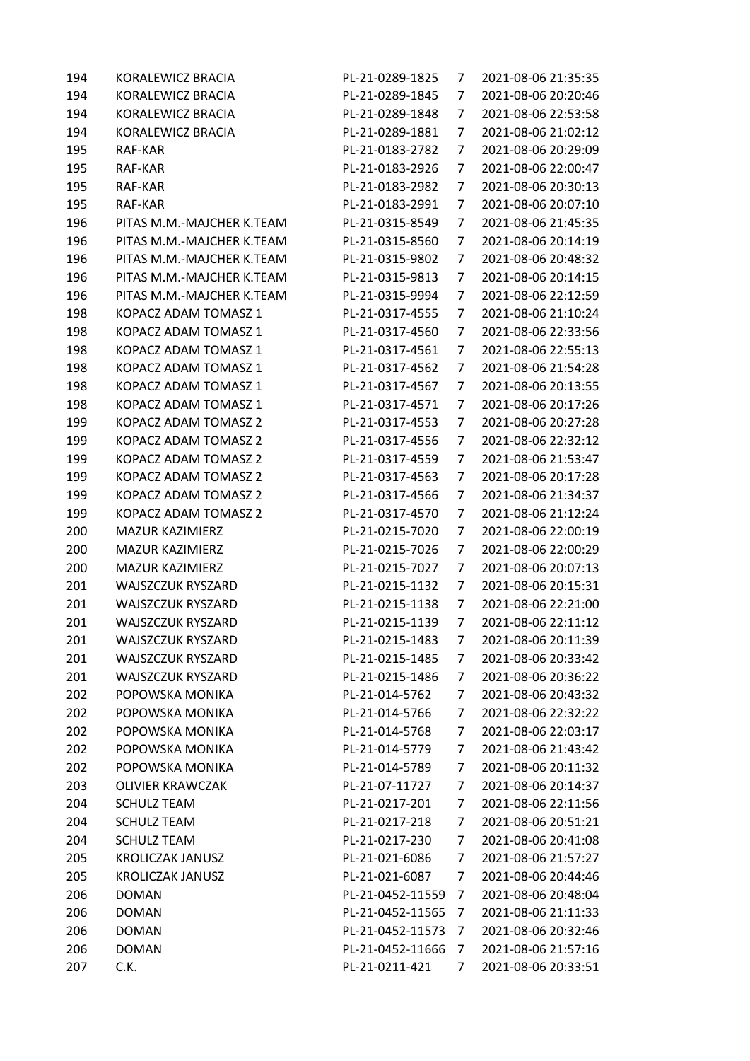| | | | | |
|---|---|---|---|---|
| 194 | KORALEWICZ BRACIA | PL-21-0289-1825 | 7 | 2021-08-06 21:35:35 |
| 194 | KORALEWICZ BRACIA | PL-21-0289-1845 | 7 | 2021-08-06 20:20:46 |
| 194 | KORALEWICZ BRACIA | PL-21-0289-1848 | 7 | 2021-08-06 22:53:58 |
| 194 | KORALEWICZ BRACIA | PL-21-0289-1881 | 7 | 2021-08-06 21:02:12 |
| 195 | RAF-KAR | PL-21-0183-2782 | 7 | 2021-08-06 20:29:09 |
| 195 | RAF-KAR | PL-21-0183-2926 | 7 | 2021-08-06 22:00:47 |
| 195 | RAF-KAR | PL-21-0183-2982 | 7 | 2021-08-06 20:30:13 |
| 195 | RAF-KAR | PL-21-0183-2991 | 7 | 2021-08-06 20:07:10 |
| 196 | PITAS M.M.-MAJCHER K.TEAM | PL-21-0315-8549 | 7 | 2021-08-06 21:45:35 |
| 196 | PITAS M.M.-MAJCHER K.TEAM | PL-21-0315-8560 | 7 | 2021-08-06 20:14:19 |
| 196 | PITAS M.M.-MAJCHER K.TEAM | PL-21-0315-9802 | 7 | 2021-08-06 20:48:32 |
| 196 | PITAS M.M.-MAJCHER K.TEAM | PL-21-0315-9813 | 7 | 2021-08-06 20:14:15 |
| 196 | PITAS M.M.-MAJCHER K.TEAM | PL-21-0315-9994 | 7 | 2021-08-06 22:12:59 |
| 198 | KOPACZ ADAM TOMASZ 1 | PL-21-0317-4555 | 7 | 2021-08-06 21:10:24 |
| 198 | KOPACZ ADAM TOMASZ 1 | PL-21-0317-4560 | 7 | 2021-08-06 22:33:56 |
| 198 | KOPACZ ADAM TOMASZ 1 | PL-21-0317-4561 | 7 | 2021-08-06 22:55:13 |
| 198 | KOPACZ ADAM TOMASZ 1 | PL-21-0317-4562 | 7 | 2021-08-06 21:54:28 |
| 198 | KOPACZ ADAM TOMASZ 1 | PL-21-0317-4567 | 7 | 2021-08-06 20:13:55 |
| 198 | KOPACZ ADAM TOMASZ 1 | PL-21-0317-4571 | 7 | 2021-08-06 20:17:26 |
| 199 | KOPACZ ADAM TOMASZ 2 | PL-21-0317-4553 | 7 | 2021-08-06 20:27:28 |
| 199 | KOPACZ ADAM TOMASZ 2 | PL-21-0317-4556 | 7 | 2021-08-06 22:32:12 |
| 199 | KOPACZ ADAM TOMASZ 2 | PL-21-0317-4559 | 7 | 2021-08-06 21:53:47 |
| 199 | KOPACZ ADAM TOMASZ 2 | PL-21-0317-4563 | 7 | 2021-08-06 20:17:28 |
| 199 | KOPACZ ADAM TOMASZ 2 | PL-21-0317-4566 | 7 | 2021-08-06 21:34:37 |
| 199 | KOPACZ ADAM TOMASZ 2 | PL-21-0317-4570 | 7 | 2021-08-06 21:12:24 |
| 200 | MAZUR KAZIMIERZ | PL-21-0215-7020 | 7 | 2021-08-06 22:00:19 |
| 200 | MAZUR KAZIMIERZ | PL-21-0215-7026 | 7 | 2021-08-06 22:00:29 |
| 200 | MAZUR KAZIMIERZ | PL-21-0215-7027 | 7 | 2021-08-06 20:07:13 |
| 201 | WAJSZCZUK RYSZARD | PL-21-0215-1132 | 7 | 2021-08-06 20:15:31 |
| 201 | WAJSZCZUK RYSZARD | PL-21-0215-1138 | 7 | 2021-08-06 22:21:00 |
| 201 | WAJSZCZUK RYSZARD | PL-21-0215-1139 | 7 | 2021-08-06 22:11:12 |
| 201 | WAJSZCZUK RYSZARD | PL-21-0215-1483 | 7 | 2021-08-06 20:11:39 |
| 201 | WAJSZCZUK RYSZARD | PL-21-0215-1485 | 7 | 2021-08-06 20:33:42 |
| 201 | WAJSZCZUK RYSZARD | PL-21-0215-1486 | 7 | 2021-08-06 20:36:22 |
| 202 | POPOWSKA MONIKA | PL-21-014-5762 | 7 | 2021-08-06 20:43:32 |
| 202 | POPOWSKA MONIKA | PL-21-014-5766 | 7 | 2021-08-06 22:32:22 |
| 202 | POPOWSKA MONIKA | PL-21-014-5768 | 7 | 2021-08-06 22:03:17 |
| 202 | POPOWSKA MONIKA | PL-21-014-5779 | 7 | 2021-08-06 21:43:42 |
| 202 | POPOWSKA MONIKA | PL-21-014-5789 | 7 | 2021-08-06 20:11:32 |
| 203 | OLIVIER KRAWCZAK | PL-21-07-11727 | 7 | 2021-08-06 20:14:37 |
| 204 | SCHULZ TEAM | PL-21-0217-201 | 7 | 2021-08-06 22:11:56 |
| 204 | SCHULZ TEAM | PL-21-0217-218 | 7 | 2021-08-06 20:51:21 |
| 204 | SCHULZ TEAM | PL-21-0217-230 | 7 | 2021-08-06 20:41:08 |
| 205 | KROLICZAK JANUSZ | PL-21-021-6086 | 7 | 2021-08-06 21:57:27 |
| 205 | KROLICZAK JANUSZ | PL-21-021-6087 | 7 | 2021-08-06 20:44:46 |
| 206 | DOMAN | PL-21-0452-11559 | 7 | 2021-08-06 20:48:04 |
| 206 | DOMAN | PL-21-0452-11565 | 7 | 2021-08-06 21:11:33 |
| 206 | DOMAN | PL-21-0452-11573 | 7 | 2021-08-06 20:32:46 |
| 206 | DOMAN | PL-21-0452-11666 | 7 | 2021-08-06 21:57:16 |
| 207 | C.K. | PL-21-0211-421 | 7 | 2021-08-06 20:33:51 |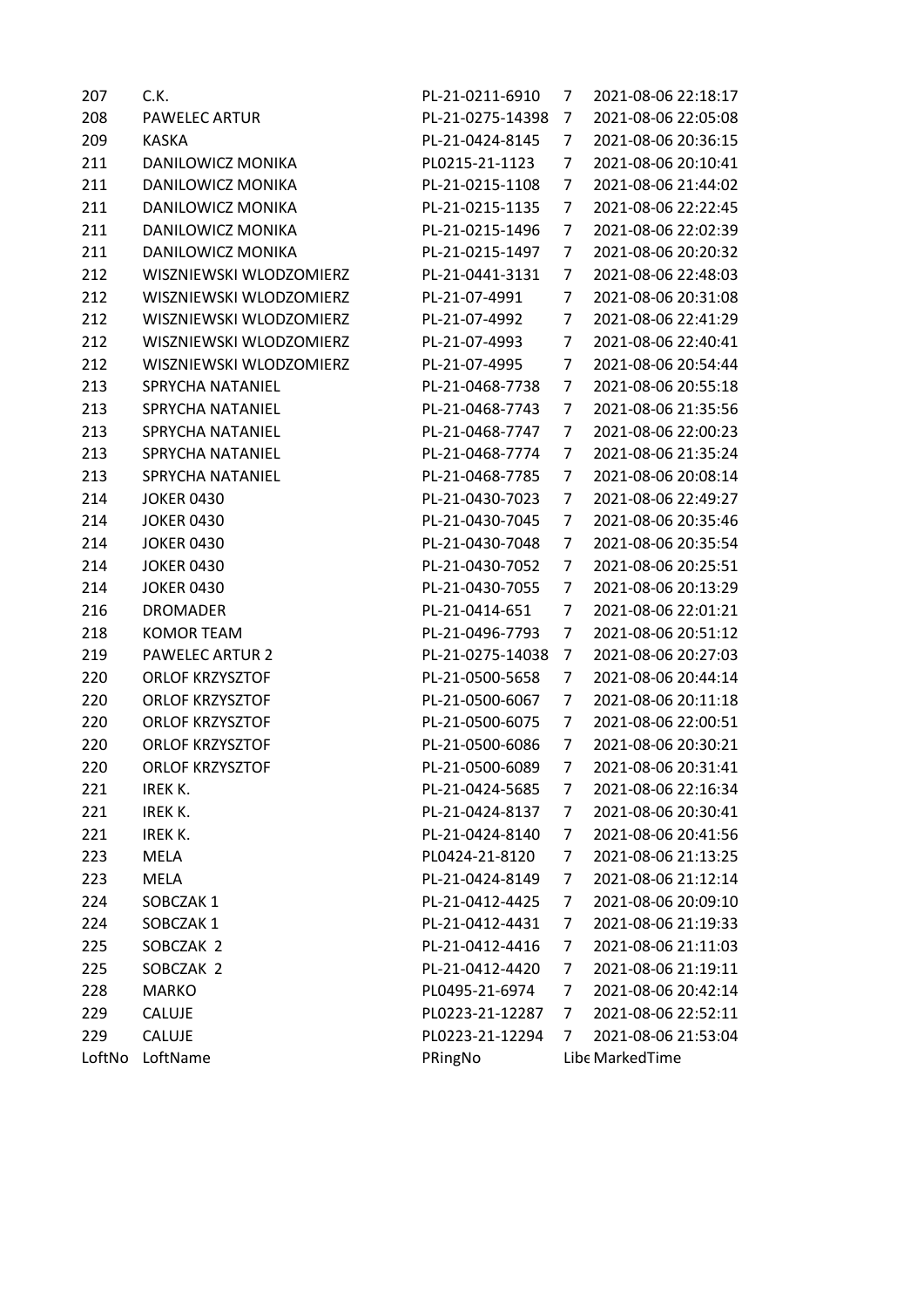| | | | | |
|---|---|---|---|---|
| 207 | C.K. | PL-21-0211-6910 | 7 | 2021-08-06 22:18:17 |
| 208 | PAWELEC ARTUR | PL-21-0275-14398 | 7 | 2021-08-06 22:05:08 |
| 209 | KASKA | PL-21-0424-8145 | 7 | 2021-08-06 20:36:15 |
| 211 | DANILOWICZ MONIKA | PL0215-21-1123 | 7 | 2021-08-06 20:10:41 |
| 211 | DANILOWICZ MONIKA | PL-21-0215-1108 | 7 | 2021-08-06 21:44:02 |
| 211 | DANILOWICZ MONIKA | PL-21-0215-1135 | 7 | 2021-08-06 22:22:45 |
| 211 | DANILOWICZ MONIKA | PL-21-0215-1496 | 7 | 2021-08-06 22:02:39 |
| 211 | DANILOWICZ MONIKA | PL-21-0215-1497 | 7 | 2021-08-06 20:20:32 |
| 212 | WISZNIEWSKI WLODZOMIERZ | PL-21-0441-3131 | 7 | 2021-08-06 22:48:03 |
| 212 | WISZNIEWSKI WLODZOMIERZ | PL-21-07-4991 | 7 | 2021-08-06 20:31:08 |
| 212 | WISZNIEWSKI WLODZOMIERZ | PL-21-07-4992 | 7 | 2021-08-06 22:41:29 |
| 212 | WISZNIEWSKI WLODZOMIERZ | PL-21-07-4993 | 7 | 2021-08-06 22:40:41 |
| 212 | WISZNIEWSKI WLODZOMIERZ | PL-21-07-4995 | 7 | 2021-08-06 20:54:44 |
| 213 | SPRYCHA NATANIEL | PL-21-0468-7738 | 7 | 2021-08-06 20:55:18 |
| 213 | SPRYCHA NATANIEL | PL-21-0468-7743 | 7 | 2021-08-06 21:35:56 |
| 213 | SPRYCHA NATANIEL | PL-21-0468-7747 | 7 | 2021-08-06 22:00:23 |
| 213 | SPRYCHA NATANIEL | PL-21-0468-7774 | 7 | 2021-08-06 21:35:24 |
| 213 | SPRYCHA NATANIEL | PL-21-0468-7785 | 7 | 2021-08-06 20:08:14 |
| 214 | JOKER 0430 | PL-21-0430-7023 | 7 | 2021-08-06 22:49:27 |
| 214 | JOKER 0430 | PL-21-0430-7045 | 7 | 2021-08-06 20:35:46 |
| 214 | JOKER 0430 | PL-21-0430-7048 | 7 | 2021-08-06 20:35:54 |
| 214 | JOKER 0430 | PL-21-0430-7052 | 7 | 2021-08-06 20:25:51 |
| 214 | JOKER 0430 | PL-21-0430-7055 | 7 | 2021-08-06 20:13:29 |
| 216 | DROMADER | PL-21-0414-651 | 7 | 2021-08-06 22:01:21 |
| 218 | KOMOR TEAM | PL-21-0496-7793 | 7 | 2021-08-06 20:51:12 |
| 219 | PAWELEC ARTUR 2 | PL-21-0275-14038 | 7 | 2021-08-06 20:27:03 |
| 220 | ORLOF KRZYSZTOF | PL-21-0500-5658 | 7 | 2021-08-06 20:44:14 |
| 220 | ORLOF KRZYSZTOF | PL-21-0500-6067 | 7 | 2021-08-06 20:11:18 |
| 220 | ORLOF KRZYSZTOF | PL-21-0500-6075 | 7 | 2021-08-06 22:00:51 |
| 220 | ORLOF KRZYSZTOF | PL-21-0500-6086 | 7 | 2021-08-06 20:30:21 |
| 220 | ORLOF KRZYSZTOF | PL-21-0500-6089 | 7 | 2021-08-06 20:31:41 |
| 221 | IREK K. | PL-21-0424-5685 | 7 | 2021-08-06 22:16:34 |
| 221 | IREK K. | PL-21-0424-8137 | 7 | 2021-08-06 20:30:41 |
| 221 | IREK K. | PL-21-0424-8140 | 7 | 2021-08-06 20:41:56 |
| 223 | MELA | PL0424-21-8120 | 7 | 2021-08-06 21:13:25 |
| 223 | MELA | PL-21-0424-8149 | 7 | 2021-08-06 21:12:14 |
| 224 | SOBCZAK 1 | PL-21-0412-4425 | 7 | 2021-08-06 20:09:10 |
| 224 | SOBCZAK 1 | PL-21-0412-4431 | 7 | 2021-08-06 21:19:33 |
| 225 | SOBCZAK 2 | PL-21-0412-4416 | 7 | 2021-08-06 21:11:03 |
| 225 | SOBCZAK 2 | PL-21-0412-4420 | 7 | 2021-08-06 21:19:11 |
| 228 | MARKO | PL0495-21-6974 | 7 | 2021-08-06 20:42:14 |
| 229 | CALUJE | PL0223-21-12287 | 7 | 2021-08-06 22:52:11 |
| 229 | CALUJE | PL0223-21-12294 | 7 | 2021-08-06 21:53:04 |
| LoftNo | LoftName | PRingNo | Libe | MarkedTime |